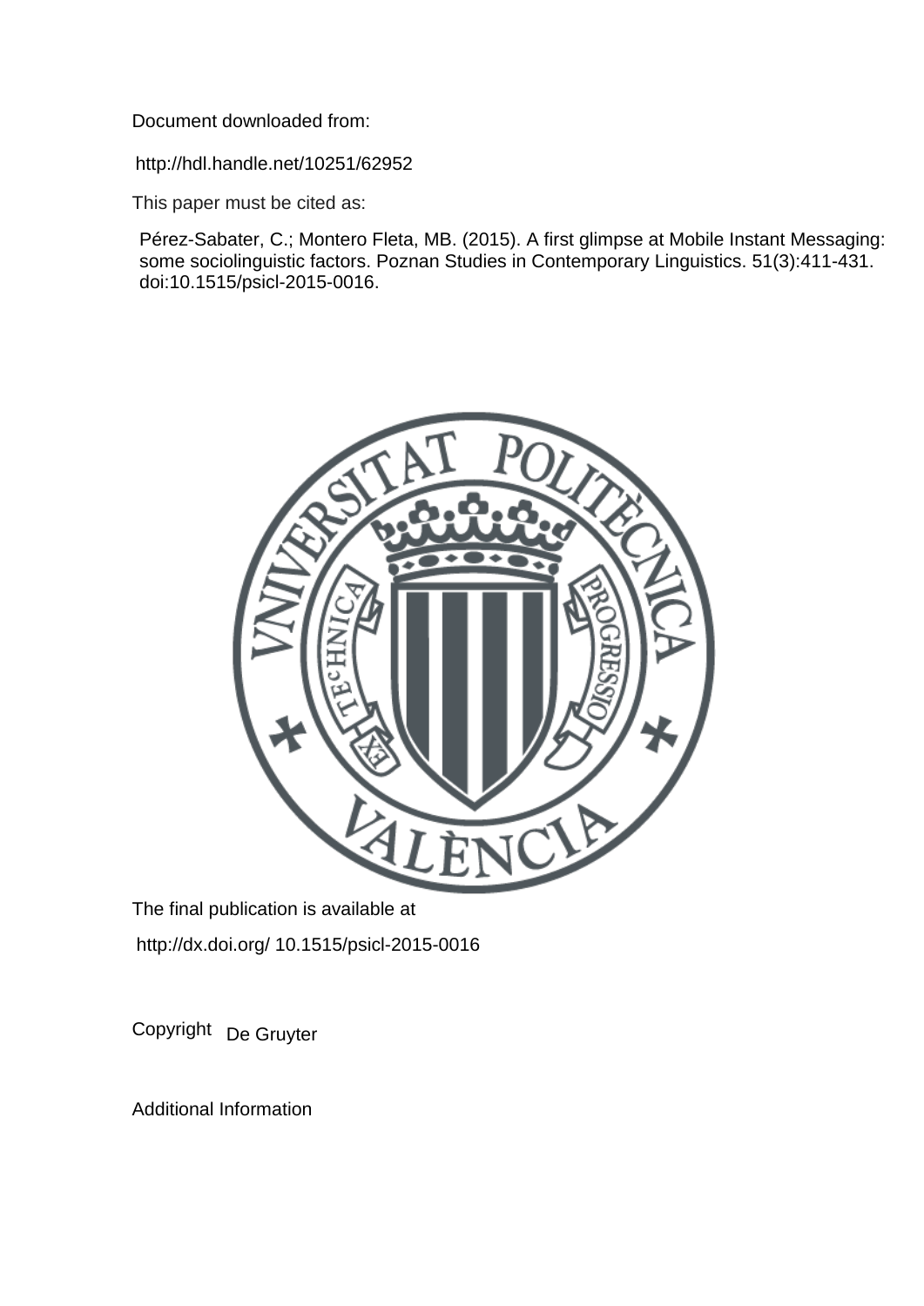Document downloaded from:

http://hdl.handle.net/10251/62952

This paper must be cited as:

Pérez-Sabater, C.; Montero Fleta, MB. (2015). A first glimpse at Mobile Instant Messaging: some sociolinguistic factors. Poznan Studies in Contemporary Linguistics. 51(3):411-431. doi:10.1515/psicl-2015-0016.

The final publication is available at

http://dx.doi.org/ 10.1515/psicl-2015-0016

Copyright De Gruyter

Additional Information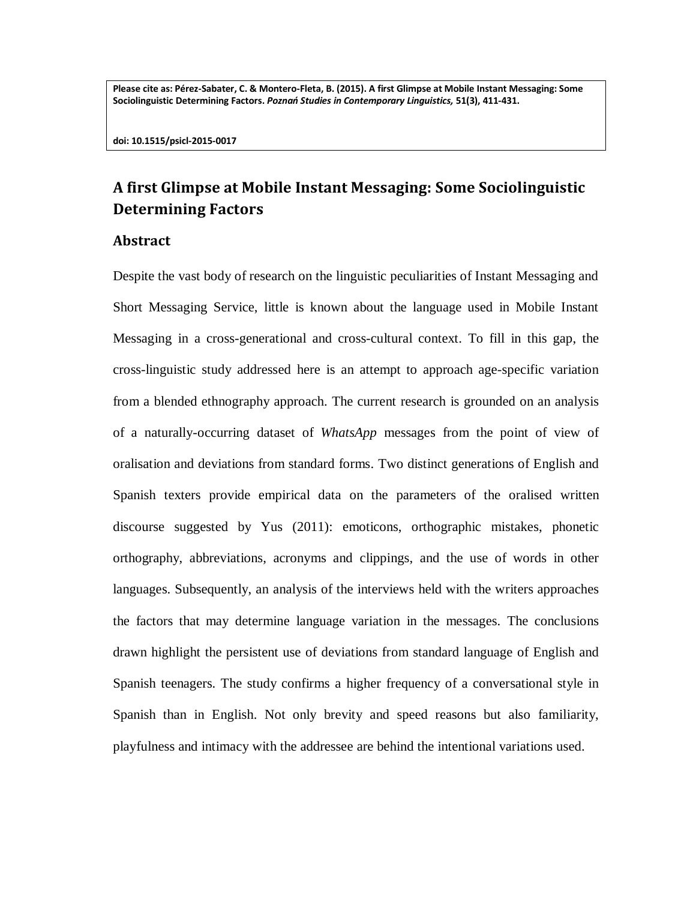**Please cite as: Pérez-Sabater, C. & Montero-Fleta, B. (2015). A first Glimpse at Mobile Instant Messaging: Some Sociolinguistic Determining Factors.** ***Poznań Studies in Contemporary Linguistics,*** **51(3), 411-431.**

**doi: 10.1515/psicl-2015-0017**

# A first Glimpse at Mobile Instant Messaging: Some Sociolinguistic Determining Factors

## Abstract

Despite the vast body of research on the linguistic peculiarities of Instant Messaging and Short Messaging Service, little is known about the language used in Mobile Instant Messaging in a cross-generational and cross-cultural context. To fill in this gap, the cross-linguistic study addressed here is an attempt to approach age-specific variation from a blended ethnography approach. The current research is grounded on an analysis of a naturally-occurring dataset of *WhatsApp* messages from the point of view of oralisation and deviations from standard forms. Two distinct generations of English and Spanish texters provide empirical data on the parameters of the oralised written discourse suggested by Yus (2011): emoticons, orthographic mistakes, phonetic orthography, abbreviations, acronyms and clippings, and the use of words in other languages. Subsequently, an analysis of the interviews held with the writers approaches the factors that may determine language variation in the messages. The conclusions drawn highlight the persistent use of deviations from standard language of English and Spanish teenagers. The study confirms a higher frequency of a conversational style in Spanish than in English. Not only brevity and speed reasons but also familiarity, playfulness and intimacy with the addressee are behind the intentional variations used.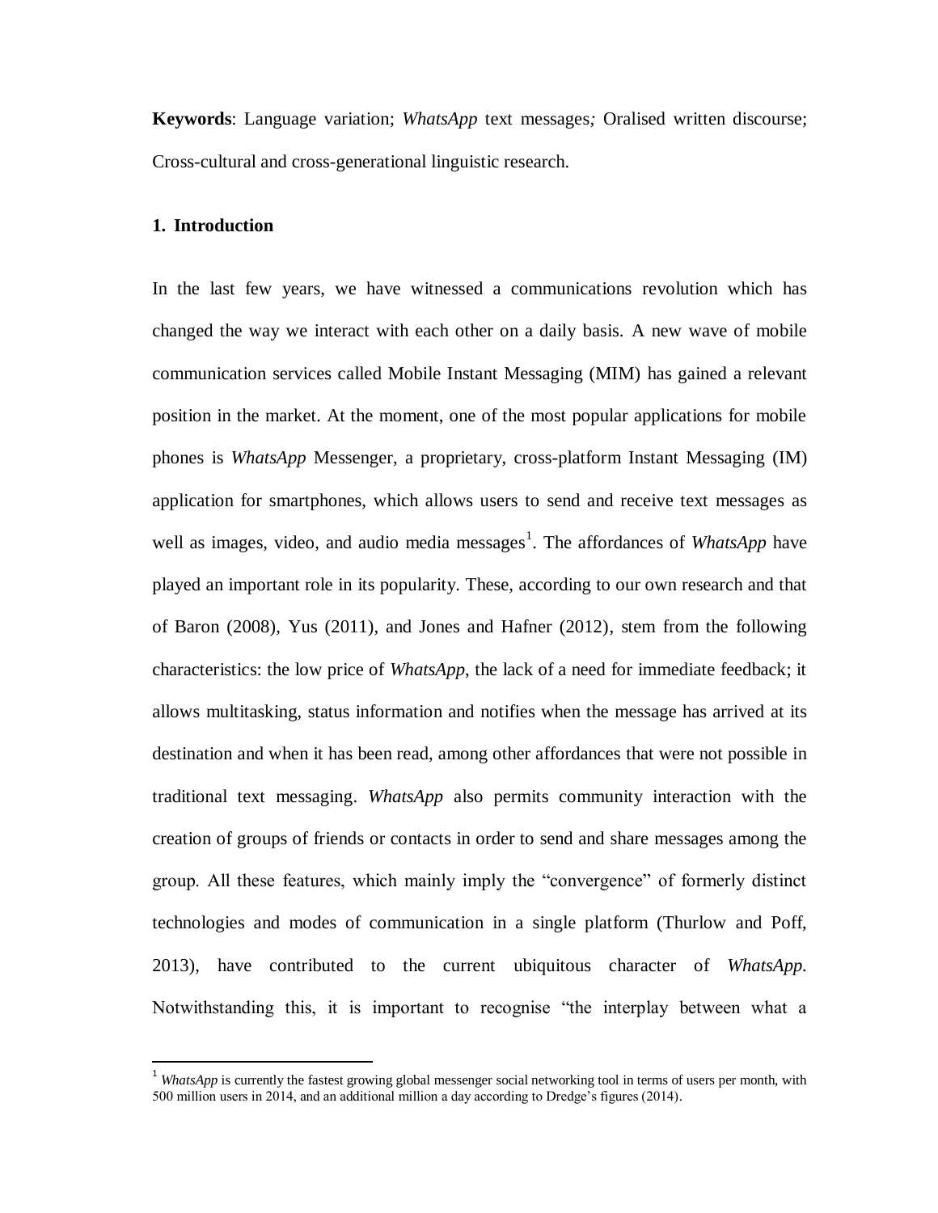**Keywords**: Language variation; *WhatsApp* text messages*;* Oralised written discourse; Cross-cultural and cross-generational linguistic research.

## 1. Introduction

In the last few years, we have witnessed a communications revolution which has changed the way we interact with each other on a daily basis. A new wave of mobile communication services called Mobile Instant Messaging (MIM) has gained a relevant position in the market. At the moment, one of the most popular applications for mobile phones is *WhatsApp* Messenger, a proprietary, cross-platform Instant Messaging (IM) application for smartphones, which allows users to send and receive text messages as well as images, video, and audio media messages[1]. The affordances of *WhatsApp* have played an important role in its popularity. These, according to our own research and that of Baron (2008), Yus (2011), and Jones and Hafner (2012), stem from the following characteristics: the low price of *WhatsApp*, the lack of a need for immediate feedback; it allows multitasking, status information and notifies when the message has arrived at its destination and when it has been read, among other affordances that were not possible in traditional text messaging. *WhatsApp* also permits community interaction with the creation of groups of friends or contacts in order to send and share messages among the group. All these features, which mainly imply the "convergence" of formerly distinct technologies and modes of communication in a single platform (Thurlow and Poff, 2013), have contributed to the current ubiquitous character of *WhatsApp.* Notwithstanding this, it is important to recognise "the interplay between what a

[1] *WhatsApp* is currently the fastest growing global messenger social networking tool in terms of users per month, with 500 million users in 2014, and an additional million a day according to Dredge's figures (2014).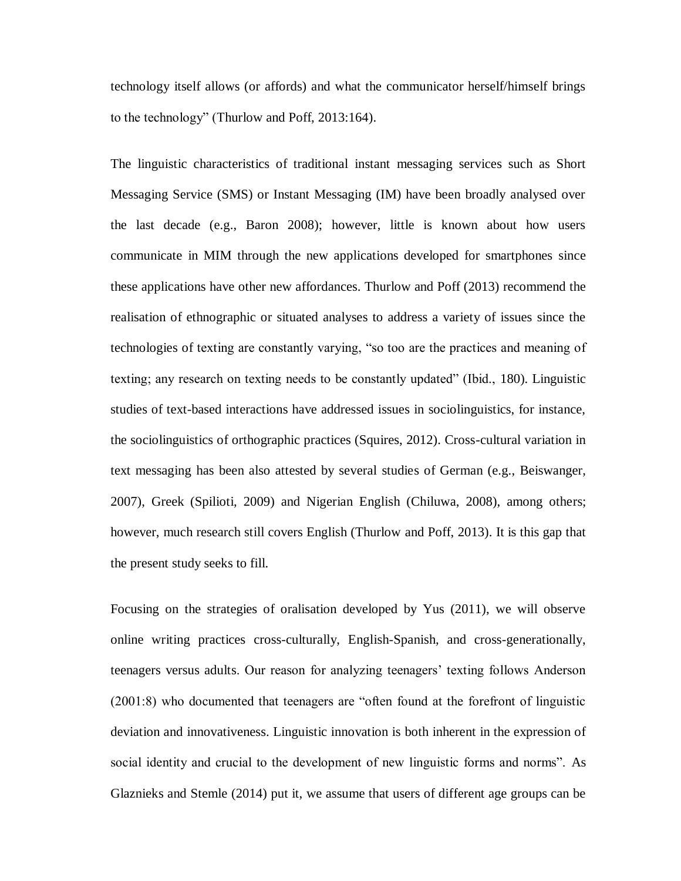technology itself allows (or affords) and what the communicator herself/himself brings to the technology" (Thurlow and Poff, 2013:164).

The linguistic characteristics of traditional instant messaging services such as Short Messaging Service (SMS) or Instant Messaging (IM) have been broadly analysed over the last decade (e.g., Baron 2008); however, little is known about how users communicate in MIM through the new applications developed for smartphones since these applications have other new affordances. Thurlow and Poff (2013) recommend the realisation of ethnographic or situated analyses to address a variety of issues since the technologies of texting are constantly varying, "so too are the practices and meaning of texting; any research on texting needs to be constantly updated" (Ibid., 180). Linguistic studies of text-based interactions have addressed issues in sociolinguistics, for instance, the sociolinguistics of orthographic practices (Squires, 2012). Cross-cultural variation in text messaging has been also attested by several studies of German (e.g., Beiswanger, 2007), Greek (Spilioti, 2009) and Nigerian English (Chiluwa, 2008), among others; however, much research still covers English (Thurlow and Poff, 2013). It is this gap that the present study seeks to fill.

Focusing on the strategies of oralisation developed by Yus (2011), we will observe online writing practices cross-culturally, English-Spanish, and cross-generationally, teenagers versus adults. Our reason for analyzing teenagers' texting follows Anderson (2001:8) who documented that teenagers are "often found at the forefront of linguistic deviation and innovativeness. Linguistic innovation is both inherent in the expression of social identity and crucial to the development of new linguistic forms and norms". As Glaznieks and Stemle (2014) put it, we assume that users of different age groups can be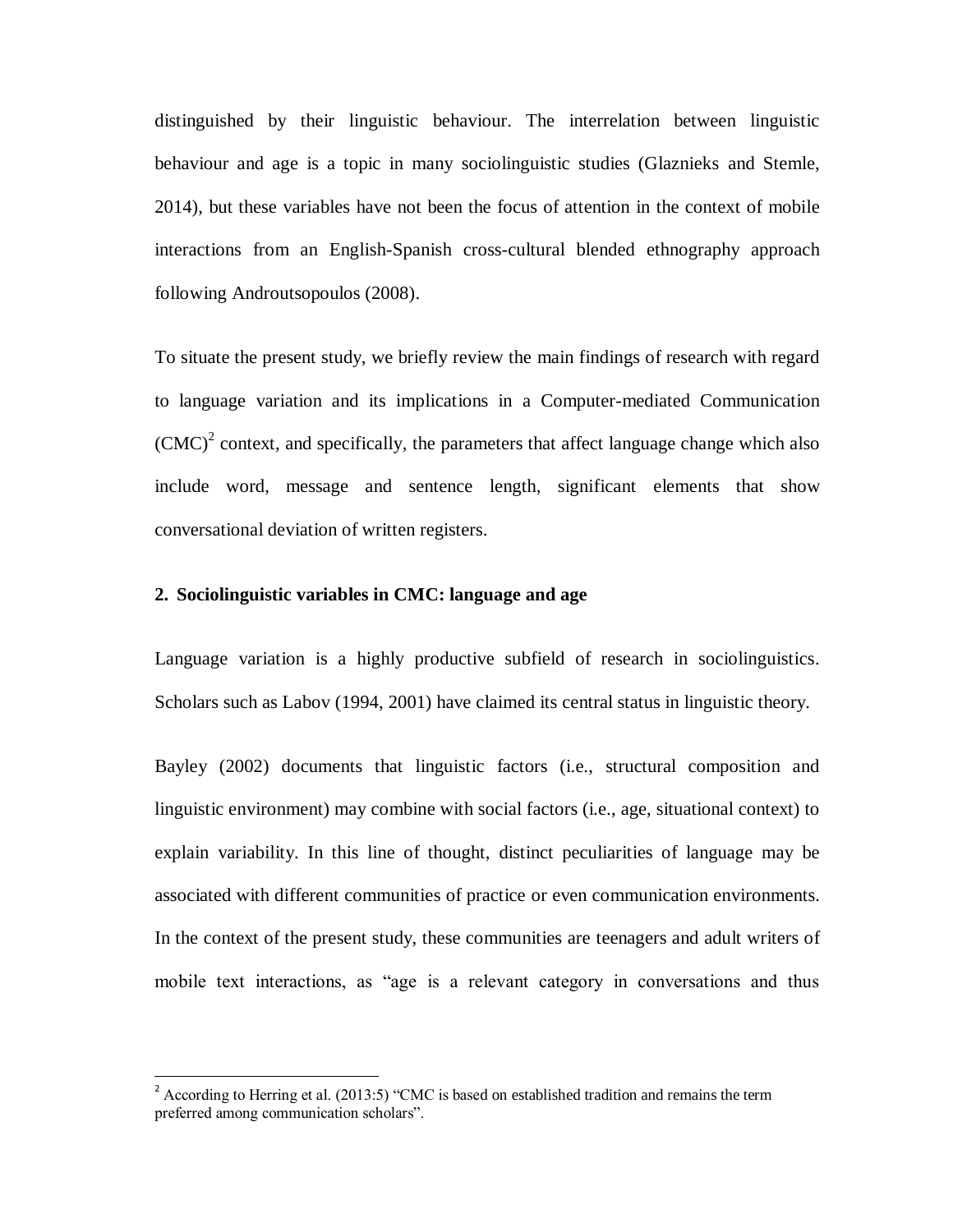distinguished by their linguistic behaviour. The interrelation between linguistic behaviour and age is a topic in many sociolinguistic studies (Glaznieks and Stemle, 2014), but these variables have not been the focus of attention in the context of mobile interactions from an English-Spanish cross-cultural blended ethnography approach following Androutsopoulos (2008).

To situate the present study, we briefly review the main findings of research with regard to language variation and its implications in a Computer-mediated Communication (CMC)[2] context, and specifically, the parameters that affect language change which also include word, message and sentence length, significant elements that show conversational deviation of written registers.

## 2. Sociolinguistic variables in CMC: language and age

Language variation is a highly productive subfield of research in sociolinguistics. Scholars such as Labov (1994, 2001) have claimed its central status in linguistic theory.

Bayley (2002) documents that linguistic factors (i.e., structural composition and linguistic environment) may combine with social factors (i.e., age, situational context) to explain variability. In this line of thought, distinct peculiarities of language may be associated with different communities of practice or even communication environments. In the context of the present study, these communities are teenagers and adult writers of mobile text interactions, as "age is a relevant category in conversations and thus

---

[2] According to Herring et al. (2013:5) "CMC is based on established tradition and remains the term preferred among communication scholars".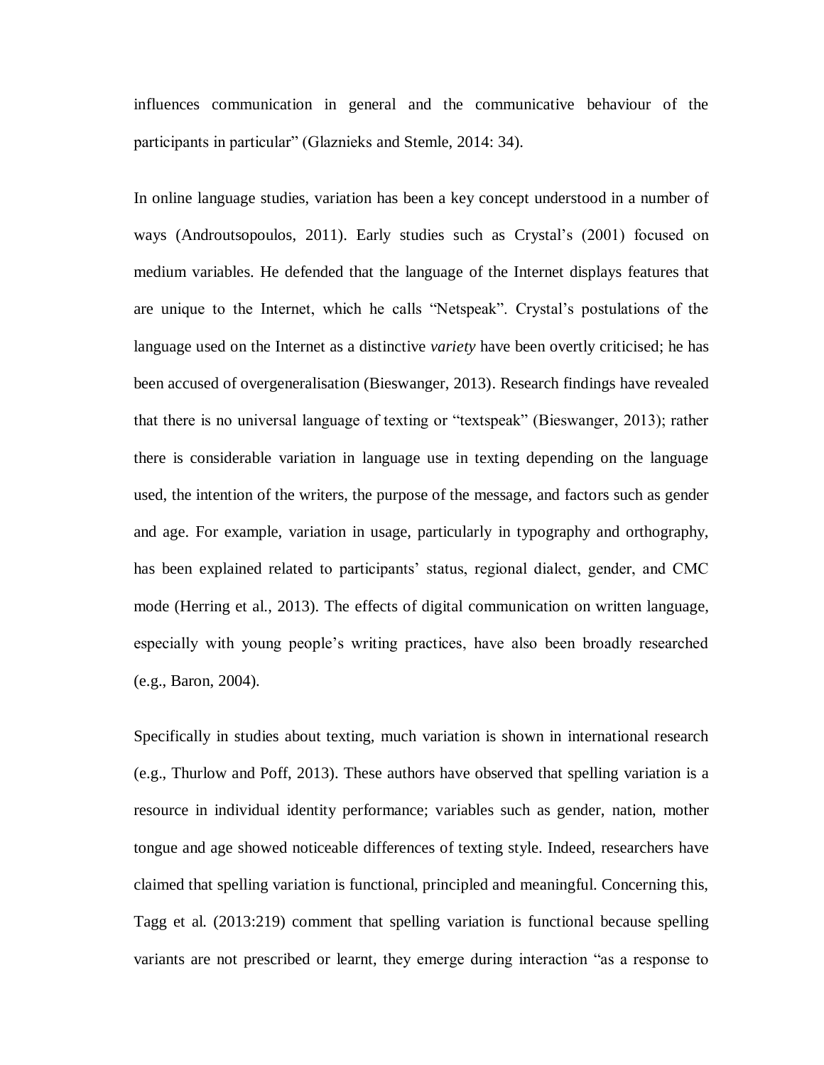influences communication in general and the communicative behaviour of the participants in particular" (Glaznieks and Stemle, 2014: 34).

In online language studies, variation has been a key concept understood in a number of ways (Androutsopoulos, 2011). Early studies such as Crystal's (2001) focused on medium variables. He defended that the language of the Internet displays features that are unique to the Internet, which he calls "Netspeak". Crystal's postulations of the language used on the Internet as a distinctive *variety* have been overtly criticised; he has been accused of overgeneralisation (Bieswanger, 2013). Research findings have revealed that there is no universal language of texting or "textspeak" (Bieswanger, 2013); rather there is considerable variation in language use in texting depending on the language used, the intention of the writers, the purpose of the message, and factors such as gender and age. For example, variation in usage, particularly in typography and orthography, has been explained related to participants' status, regional dialect, gender, and CMC mode (Herring et al., 2013). The effects of digital communication on written language, especially with young people's writing practices, have also been broadly researched (e.g., Baron, 2004).

Specifically in studies about texting, much variation is shown in international research (e.g., Thurlow and Poff, 2013). These authors have observed that spelling variation is a resource in individual identity performance; variables such as gender, nation, mother tongue and age showed noticeable differences of texting style. Indeed, researchers have claimed that spelling variation is functional, principled and meaningful. Concerning this, Tagg et al. (2013:219) comment that spelling variation is functional because spelling variants are not prescribed or learnt, they emerge during interaction "as a response to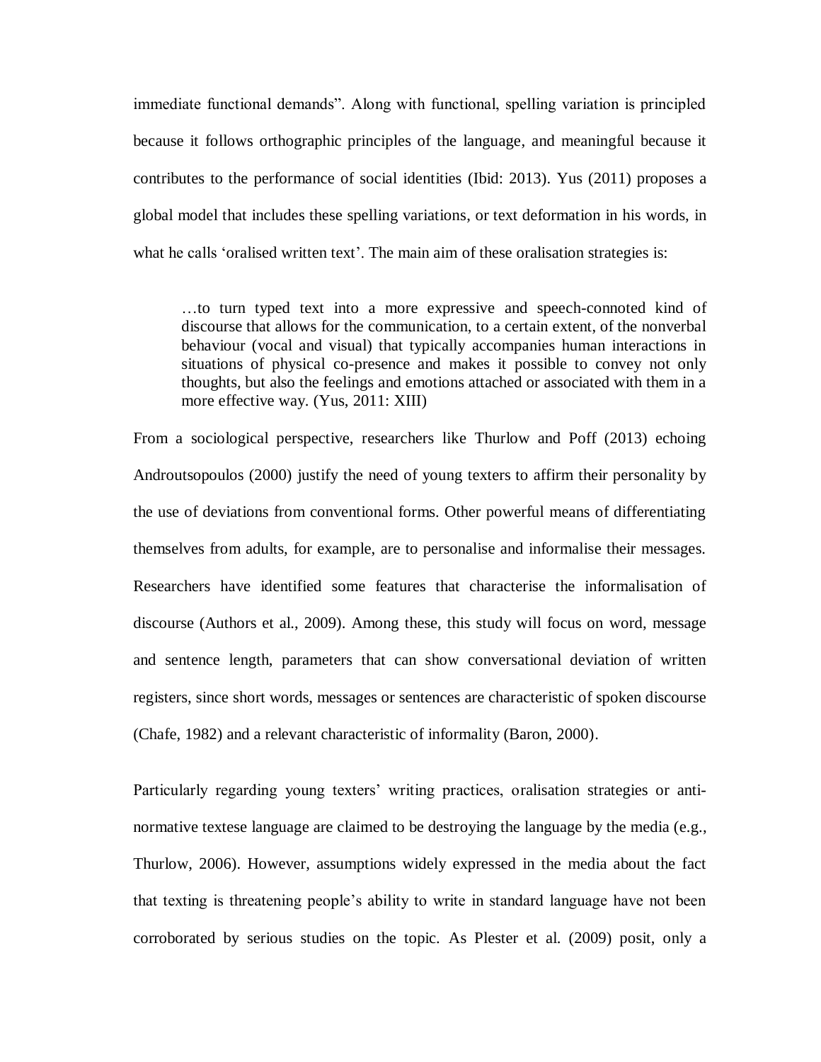immediate functional demands". Along with functional, spelling variation is principled because it follows orthographic principles of the language, and meaningful because it contributes to the performance of social identities (Ibid: 2013). Yus (2011) proposes a global model that includes these spelling variations, or text deformation in his words, in what he calls 'oralised written text'. The main aim of these oralisation strategies is:

> …to turn typed text into a more expressive and speech-connoted kind of discourse that allows for the communication, to a certain extent, of the nonverbal behaviour (vocal and visual) that typically accompanies human interactions in situations of physical co-presence and makes it possible to convey not only thoughts, but also the feelings and emotions attached or associated with them in a more effective way. (Yus, 2011: XIII)

From a sociological perspective, researchers like Thurlow and Poff (2013) echoing Androutsopoulos (2000) justify the need of young texters to affirm their personality by the use of deviations from conventional forms. Other powerful means of differentiating themselves from adults, for example, are to personalise and informalise their messages. Researchers have identified some features that characterise the informalisation of discourse (Authors et al., 2009). Among these, this study will focus on word, message and sentence length, parameters that can show conversational deviation of written registers, since short words, messages or sentences are characteristic of spoken discourse (Chafe, 1982) and a relevant characteristic of informality (Baron, 2000).

Particularly regarding young texters' writing practices, oralisation strategies or anti-normative textese language are claimed to be destroying the language by the media (e.g., Thurlow, 2006). However, assumptions widely expressed in the media about the fact that texting is threatening people's ability to write in standard language have not been corroborated by serious studies on the topic. As Plester et al. (2009) posit, only a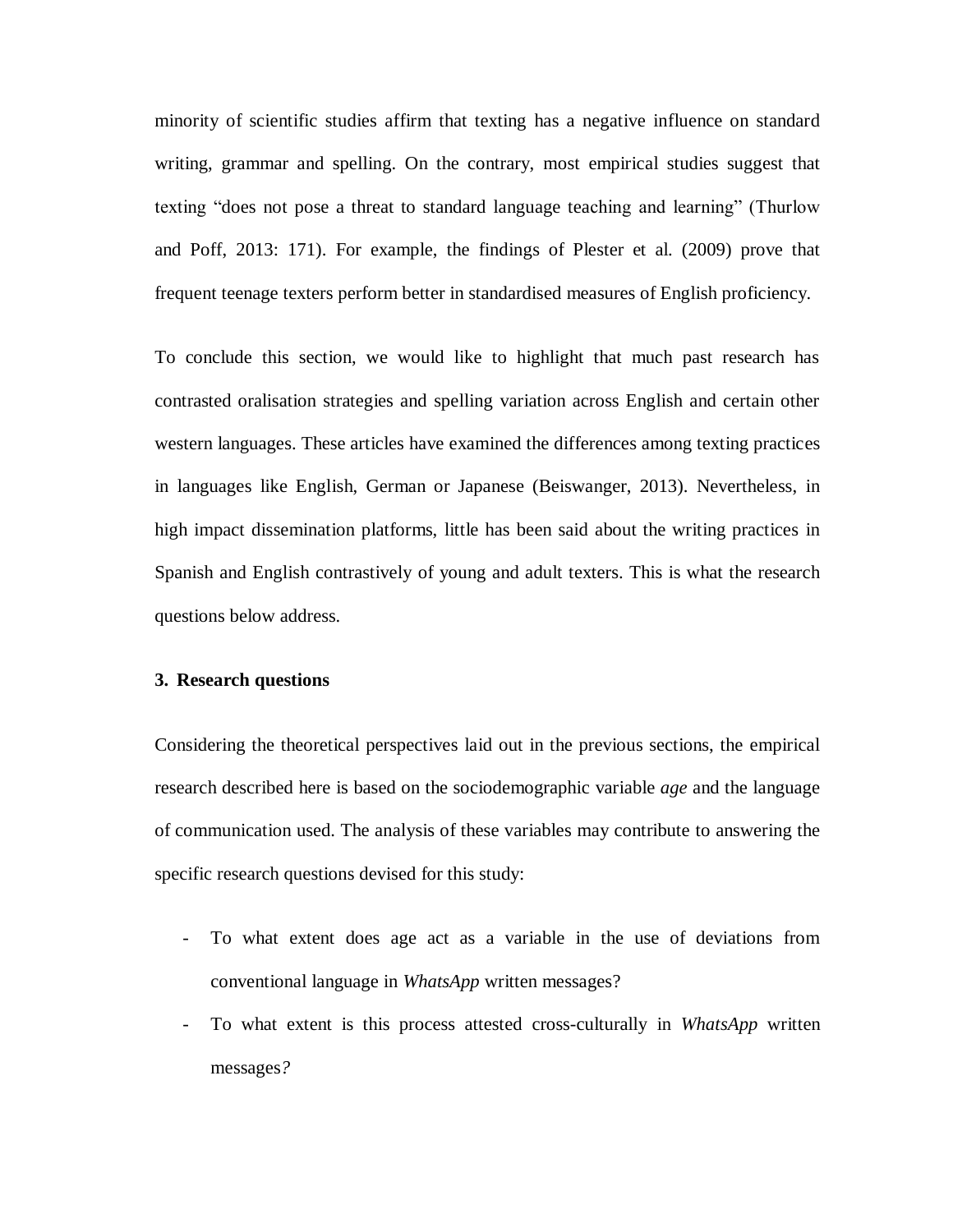minority of scientific studies affirm that texting has a negative influence on standard writing, grammar and spelling. On the contrary, most empirical studies suggest that texting "does not pose a threat to standard language teaching and learning" (Thurlow and Poff, 2013: 171). For example, the findings of Plester et al. (2009) prove that frequent teenage texters perform better in standardised measures of English proficiency.

To conclude this section, we would like to highlight that much past research has contrasted oralisation strategies and spelling variation across English and certain other western languages. These articles have examined the differences among texting practices in languages like English, German or Japanese (Beiswanger, 2013). Nevertheless, in high impact dissemination platforms, little has been said about the writing practices in Spanish and English contrastively of young and adult texters. This is what the research questions below address.

## 3. Research questions

Considering the theoretical perspectives laid out in the previous sections, the empirical research described here is based on the sociodemographic variable *age* and the language of communication used. The analysis of these variables may contribute to answering the specific research questions devised for this study:

- To what extent does age act as a variable in the use of deviations from conventional language in *WhatsApp* written messages?
- To what extent is this process attested cross-culturally in *WhatsApp* written messages?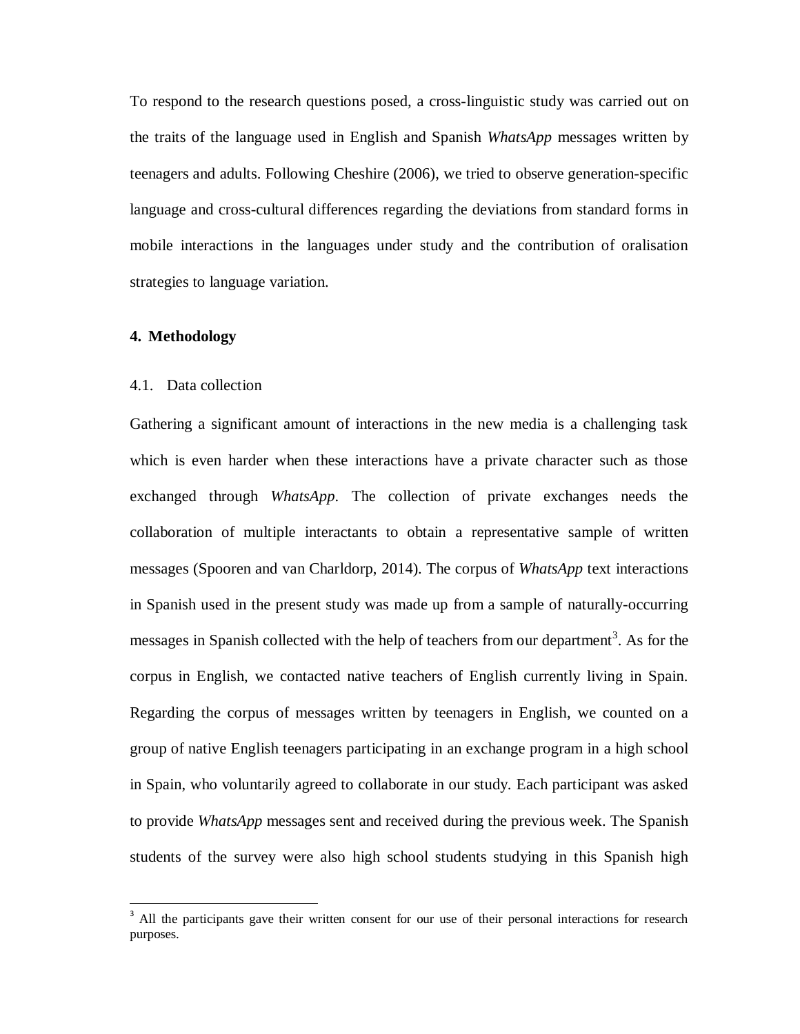To respond to the research questions posed, a cross-linguistic study was carried out on the traits of the language used in English and Spanish *WhatsApp* messages written by teenagers and adults. Following Cheshire (2006), we tried to observe generation-specific language and cross-cultural differences regarding the deviations from standard forms in mobile interactions in the languages under study and the contribution of oralisation strategies to language variation.

## 4. Methodology

### 4.1. Data collection

Gathering a significant amount of interactions in the new media is a challenging task which is even harder when these interactions have a private character such as those exchanged through *WhatsApp*. The collection of private exchanges needs the collaboration of multiple interactants to obtain a representative sample of written messages (Spooren and van Charldorp, 2014). The corpus of *WhatsApp* text interactions in Spanish used in the present study was made up from a sample of naturally-occurring messages in Spanish collected with the help of teachers from our department[3]. As for the corpus in English, we contacted native teachers of English currently living in Spain. Regarding the corpus of messages written by teenagers in English, we counted on a group of native English teenagers participating in an exchange program in a high school in Spain, who voluntarily agreed to collaborate in our study. Each participant was asked to provide *WhatsApp* messages sent and received during the previous week. The Spanish students of the survey were also high school students studying in this Spanish high

[3] All the participants gave their written consent for our use of their personal interactions for research purposes.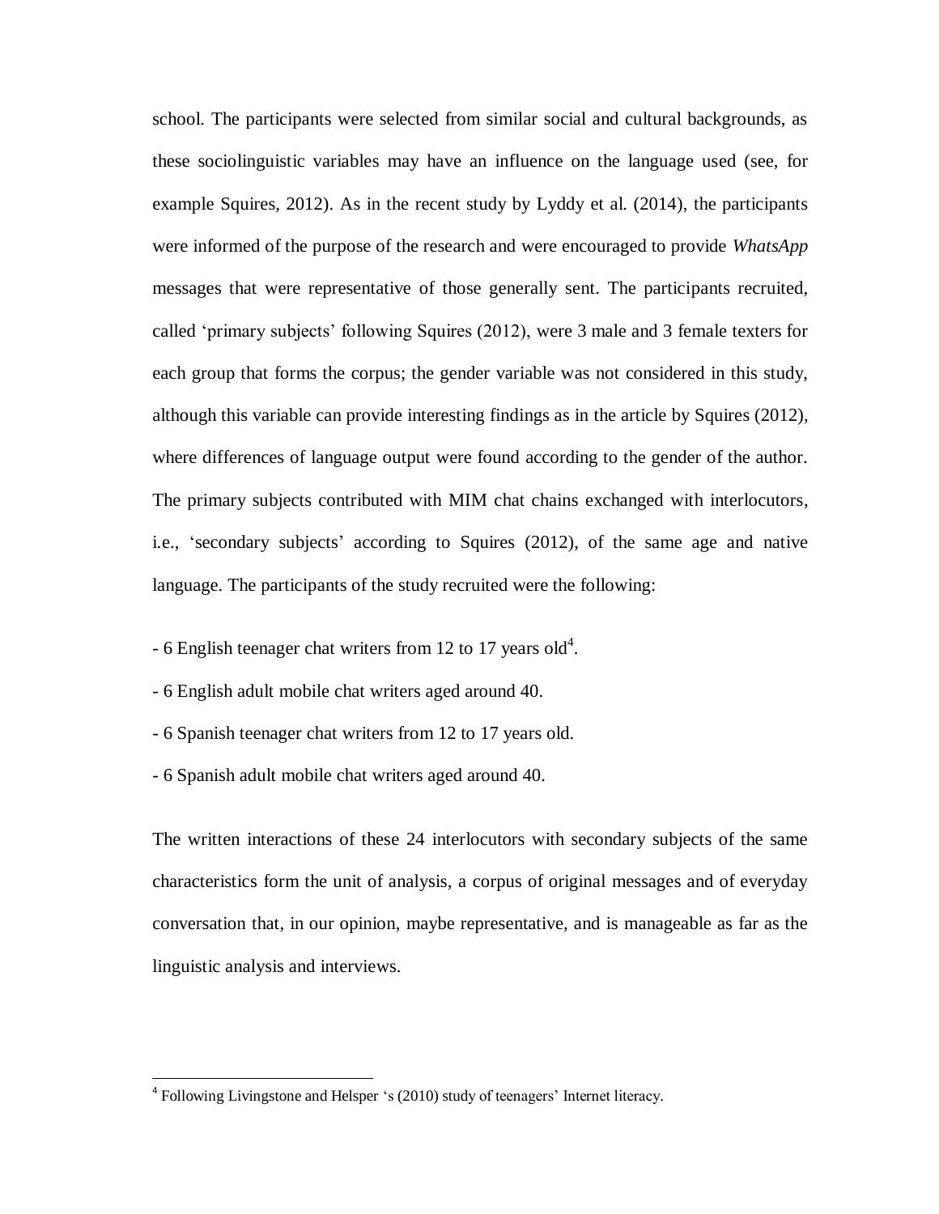school. The participants were selected from similar social and cultural backgrounds, as these sociolinguistic variables may have an influence on the language used (see, for example Squires, 2012). As in the recent study by Lyddy et al. (2014), the participants were informed of the purpose of the research and were encouraged to provide *WhatsApp* messages that were representative of those generally sent. The participants recruited, called 'primary subjects' following Squires (2012), were 3 male and 3 female texters for each group that forms the corpus; the gender variable was not considered in this study, although this variable can provide interesting findings as in the article by Squires (2012), where differences of language output were found according to the gender of the author. The primary subjects contributed with MIM chat chains exchanged with interlocutors, i.e., 'secondary subjects' according to Squires (2012), of the same age and native language. The participants of the study recruited were the following:

- 6 English teenager chat writers from 12 to 17 years old[4].
- 6 English adult mobile chat writers aged around 40.
- 6 Spanish teenager chat writers from 12 to 17 years old.
- 6 Spanish adult mobile chat writers aged around 40.

The written interactions of these 24 interlocutors with secondary subjects of the same characteristics form the unit of analysis, a corpus of original messages and of everyday conversation that, in our opinion, maybe representative, and is manageable as far as the linguistic analysis and interviews.

[4] Following Livingstone and Helsper 's (2010) study of teenagers' Internet literacy.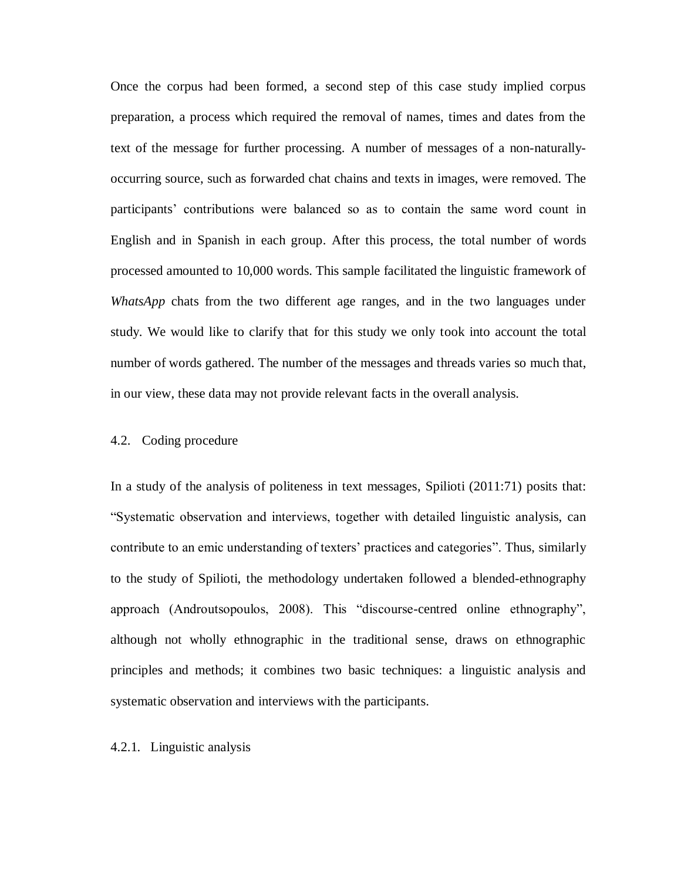Once the corpus had been formed, a second step of this case study implied corpus preparation, a process which required the removal of names, times and dates from the text of the message for further processing. A number of messages of a non-naturally-occurring source, such as forwarded chat chains and texts in images, were removed. The participants' contributions were balanced so as to contain the same word count in English and in Spanish in each group. After this process, the total number of words processed amounted to 10,000 words. This sample facilitated the linguistic framework of *WhatsApp* chats from the two different age ranges, and in the two languages under study. We would like to clarify that for this study we only took into account the total number of words gathered. The number of the messages and threads varies so much that, in our view, these data may not provide relevant facts in the overall analysis.

### 4.2. Coding procedure

In a study of the analysis of politeness in text messages, Spilioti (2011:71) posits that: "Systematic observation and interviews, together with detailed linguistic analysis, can contribute to an emic understanding of texters' practices and categories". Thus, similarly to the study of Spilioti, the methodology undertaken followed a blended-ethnography approach (Androutsopoulos, 2008). This "discourse-centred online ethnography", although not wholly ethnographic in the traditional sense, draws on ethnographic principles and methods; it combines two basic techniques: a linguistic analysis and systematic observation and interviews with the participants.

#### 4.2.1. Linguistic analysis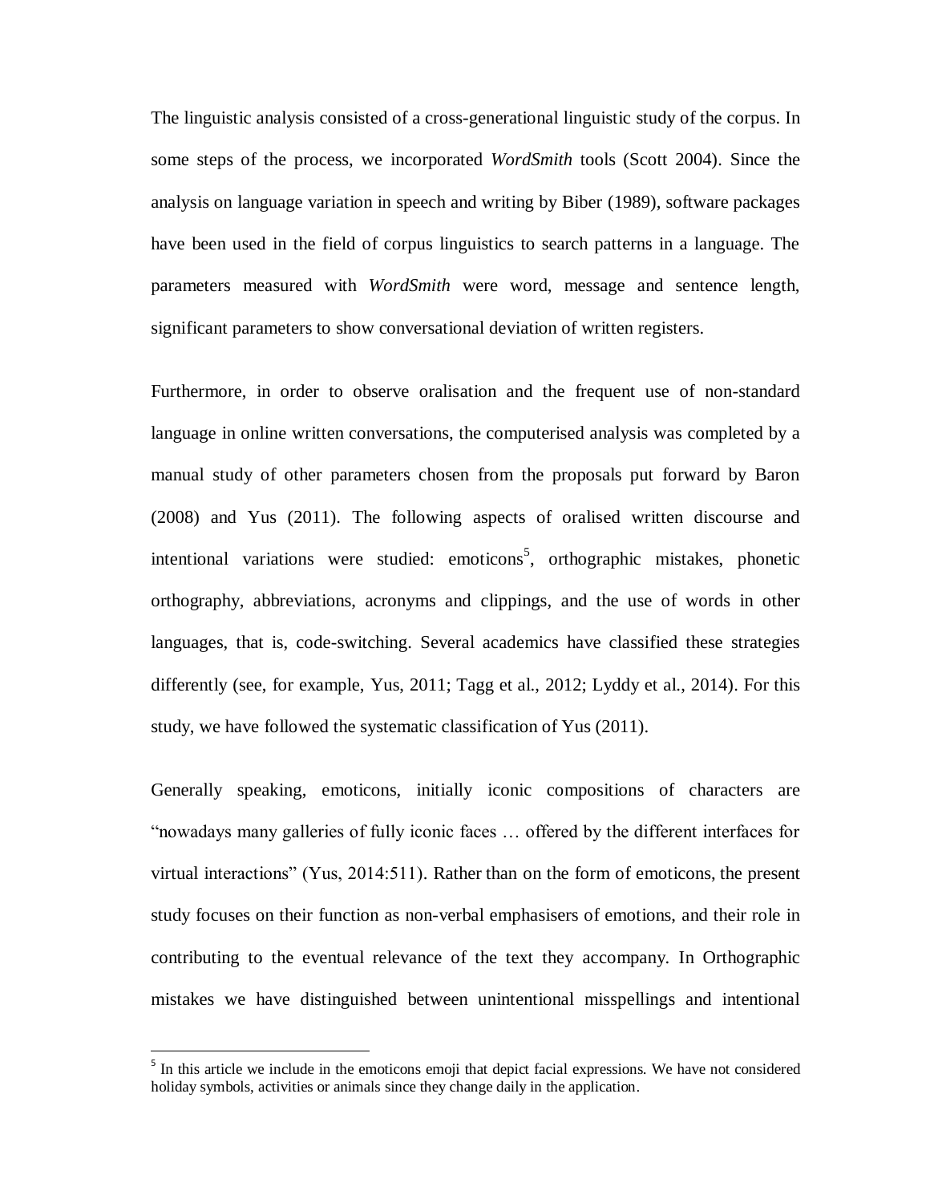The linguistic analysis consisted of a cross-generational linguistic study of the corpus. In some steps of the process, we incorporated *WordSmith* tools (Scott 2004). Since the analysis on language variation in speech and writing by Biber (1989), software packages have been used in the field of corpus linguistics to search patterns in a language. The parameters measured with *WordSmith* were word, message and sentence length, significant parameters to show conversational deviation of written registers.

Furthermore, in order to observe oralisation and the frequent use of non-standard language in online written conversations, the computerised analysis was completed by a manual study of other parameters chosen from the proposals put forward by Baron (2008) and Yus (2011). The following aspects of oralised written discourse and intentional variations were studied: emoticons[5], orthographic mistakes, phonetic orthography, abbreviations, acronyms and clippings, and the use of words in other languages, that is, code-switching. Several academics have classified these strategies differently (see, for example, Yus, 2011; Tagg et al., 2012; Lyddy et al., 2014). For this study, we have followed the systematic classification of Yus (2011).

Generally speaking, emoticons, initially iconic compositions of characters are "nowadays many galleries of fully iconic faces … offered by the different interfaces for virtual interactions" (Yus, 2014:511). Rather than on the form of emoticons, the present study focuses on their function as non-verbal emphasisers of emotions, and their role in contributing to the eventual relevance of the text they accompany. In Orthographic mistakes we have distinguished between unintentional misspellings and intentional

[5] In this article we include in the emoticons emoji that depict facial expressions. We have not considered holiday symbols, activities or animals since they change daily in the application.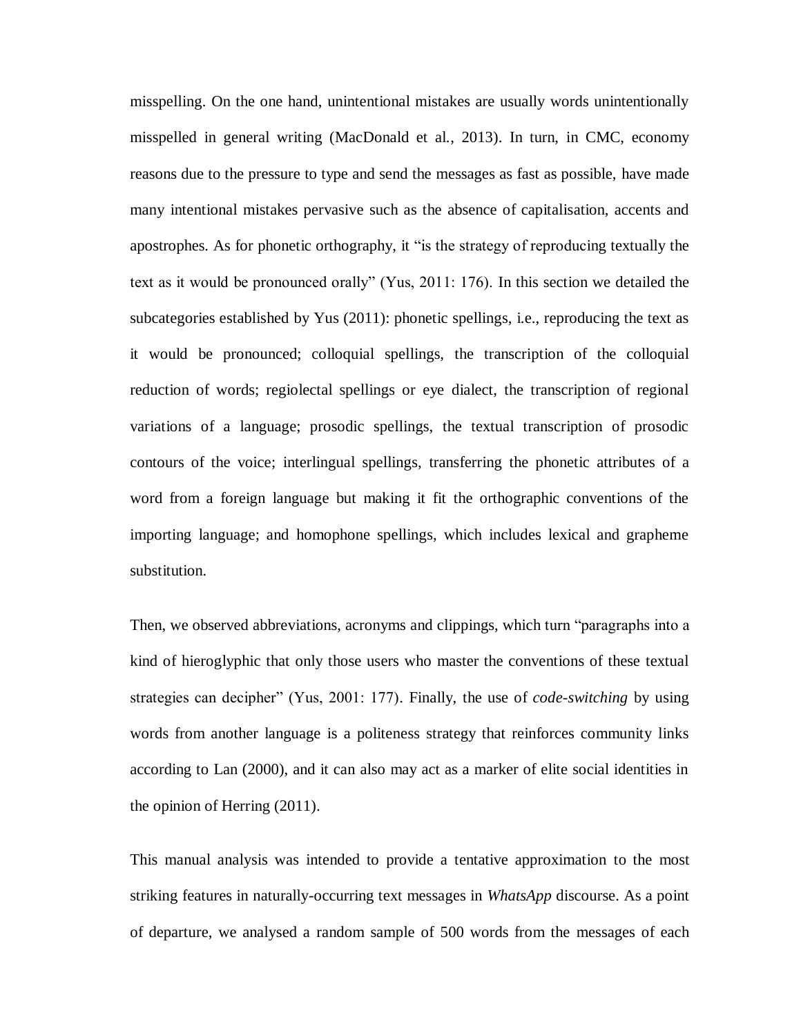misspelling. On the one hand, unintentional mistakes are usually words unintentionally misspelled in general writing (MacDonald et al., 2013). In turn, in CMC, economy reasons due to the pressure to type and send the messages as fast as possible, have made many intentional mistakes pervasive such as the absence of capitalisation, accents and apostrophes. As for phonetic orthography, it "is the strategy of reproducing textually the text as it would be pronounced orally" (Yus, 2011: 176). In this section we detailed the subcategories established by Yus (2011): phonetic spellings, i.e., reproducing the text as it would be pronounced; colloquial spellings, the transcription of the colloquial reduction of words; regiolectal spellings or eye dialect, the transcription of regional variations of a language; prosodic spellings, the textual transcription of prosodic contours of the voice; interlingual spellings, transferring the phonetic attributes of a word from a foreign language but making it fit the orthographic conventions of the importing language; and homophone spellings, which includes lexical and grapheme substitution.

Then, we observed abbreviations, acronyms and clippings, which turn "paragraphs into a kind of hieroglyphic that only those users who master the conventions of these textual strategies can decipher" (Yus, 2001: 177). Finally, the use of *code-switching* by using words from another language is a politeness strategy that reinforces community links according to Lan (2000), and it can also may act as a marker of elite social identities in the opinion of Herring (2011).

This manual analysis was intended to provide a tentative approximation to the most striking features in naturally-occurring text messages in *WhatsApp* discourse. As a point of departure, we analysed a random sample of 500 words from the messages of each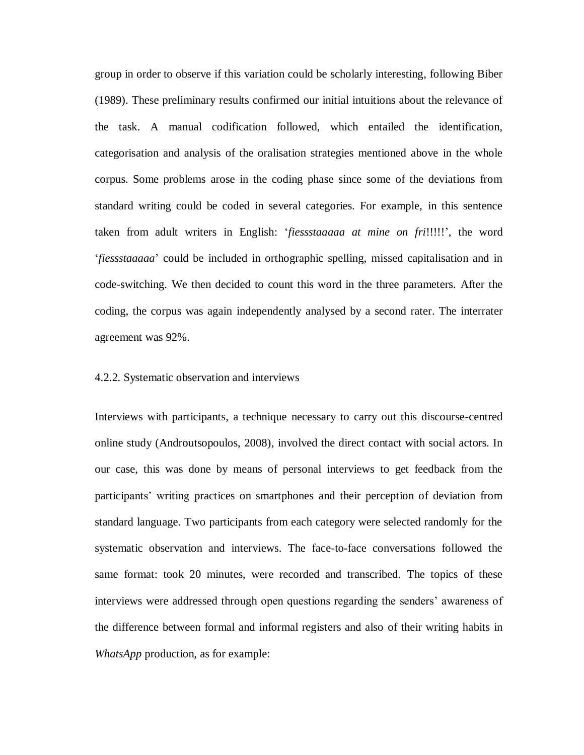group in order to observe if this variation could be scholarly interesting, following Biber (1989). These preliminary results confirmed our initial intuitions about the relevance of the task. A manual codification followed, which entailed the identification, categorisation and analysis of the oralisation strategies mentioned above in the whole corpus. Some problems arose in the coding phase since some of the deviations from standard writing could be coded in several categories. For example, in this sentence taken from adult writers in English: '*fiessstaaaaa at mine on fri*!!!!!', the word '*fiessstaaaaa*' could be included in orthographic spelling, missed capitalisation and in code-switching. We then decided to count this word in the three parameters. After the coding, the corpus was again independently analysed by a second rater. The interrater agreement was 92%.

#### 4.2.2. Systematic observation and interviews

Interviews with participants, a technique necessary to carry out this discourse-centred online study (Androutsopoulos, 2008), involved the direct contact with social actors. In our case, this was done by means of personal interviews to get feedback from the participants' writing practices on smartphones and their perception of deviation from standard language. Two participants from each category were selected randomly for the systematic observation and interviews. The face-to-face conversations followed the same format: took 20 minutes, were recorded and transcribed. The topics of these interviews were addressed through open questions regarding the senders' awareness of the difference between formal and informal registers and also of their writing habits in *WhatsApp* production, as for example: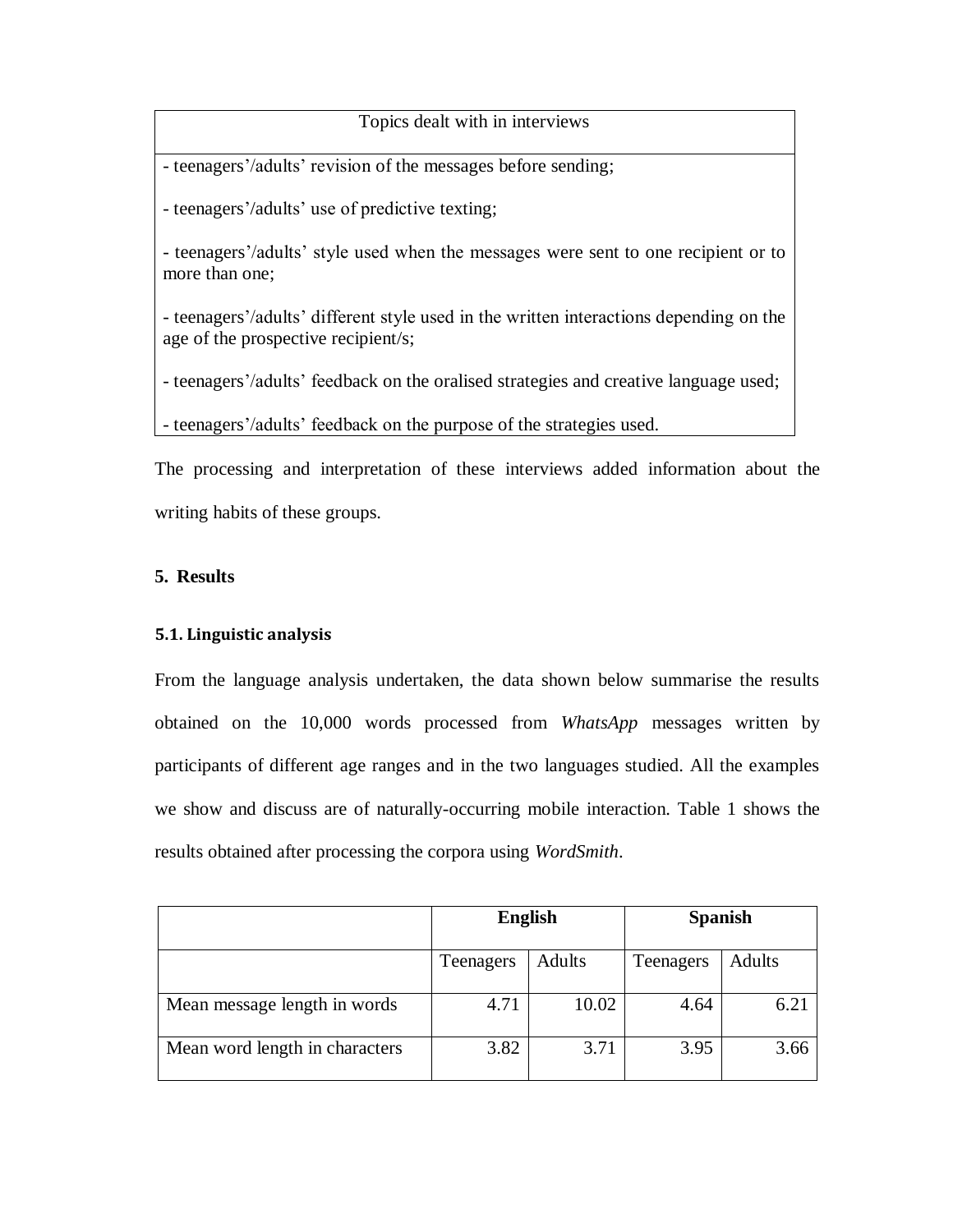| Topics dealt with in interviews |
| --- |
| - teenagers'/adults' revision of the messages before sending;<br><br>- teenagers'/adults' use of predictive texting;<br><br>- teenagers'/adults' style used when the messages were sent to one recipient or to more than one;<br><br>- teenagers'/adults' different style used in the written interactions depending on the age of the prospective recipient/s;<br><br>- teenagers'/adults' feedback on the oralised strategies and creative language used;<br><br>- teenagers'/adults' feedback on the purpose of the strategies used. |

The processing and interpretation of these interviews added information about the writing habits of these groups.

## 5. Results

### 5.1. Linguistic analysis

From the language analysis undertaken, the data shown below summarise the results obtained on the 10,000 words processed from *WhatsApp* messages written by participants of different age ranges and in the two languages studied. All the examples we show and discuss are of naturally-occurring mobile interaction. Table 1 shows the results obtained after processing the corpora using *WordSmith*.

| | English | | Spanish | |
| --- | --- | --- | --- | --- |
| | Teenagers | Adults | Teenagers | Adults |
| Mean message length in words | 4.71 | 10.02 | 4.64 | 6.21 |
| Mean word length in characters | 3.82 | 3.71 | 3.95 | 3.66 |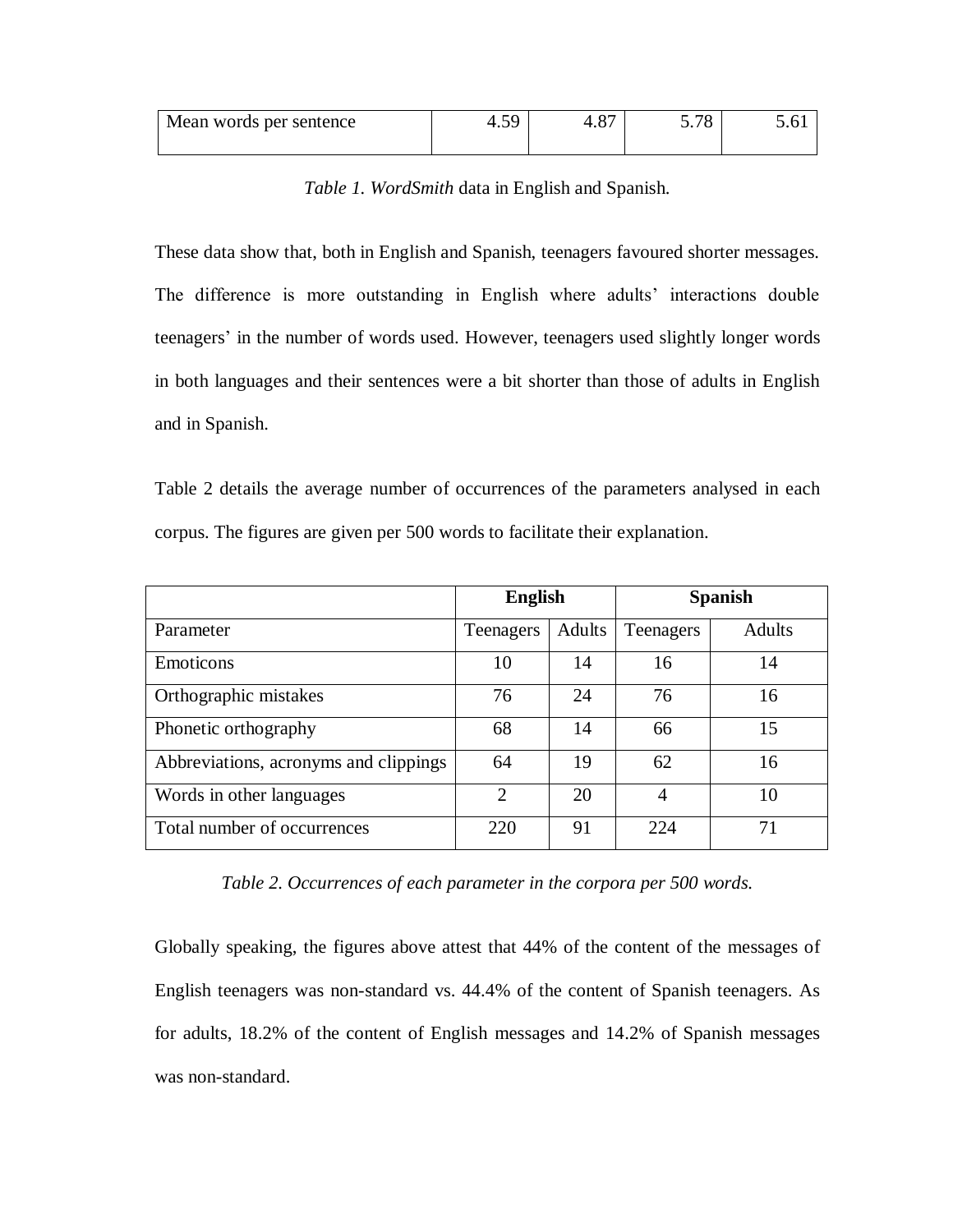| | | | | |
|---|---|---|---|---|
| Mean words per sentence | 4.59 | 4.87 | 5.78 | 5.61 |

*Table 1. WordSmith* data in English and Spanish.

These data show that, both in English and Spanish, teenagers favoured shorter messages. The difference is more outstanding in English where adults' interactions double teenagers' in the number of words used. However, teenagers used slightly longer words in both languages and their sentences were a bit shorter than those of adults in English and in Spanish.

Table 2 details the average number of occurrences of the parameters analysed in each corpus. The figures are given per 500 words to facilitate their explanation.

| | **English** | | **Spanish** | |
|---|---|---|---|---|
| Parameter | Teenagers | Adults | Teenagers | Adults |
| Emoticons | 10 | 14 | 16 | 14 |
| Orthographic mistakes | 76 | 24 | 76 | 16 |
| Phonetic orthography | 68 | 14 | 66 | 15 |
| Abbreviations, acronyms and clippings | 64 | 19 | 62 | 16 |
| Words in other languages | 2 | 20 | 4 | 10 |
| Total number of occurrences | 220 | 91 | 224 | 71 |

*Table 2. Occurrences of each parameter in the corpora per 500 words.*

Globally speaking, the figures above attest that 44% of the content of the messages of English teenagers was non-standard vs. 44.4% of the content of Spanish teenagers. As for adults, 18.2% of the content of English messages and 14.2% of Spanish messages was non-standard.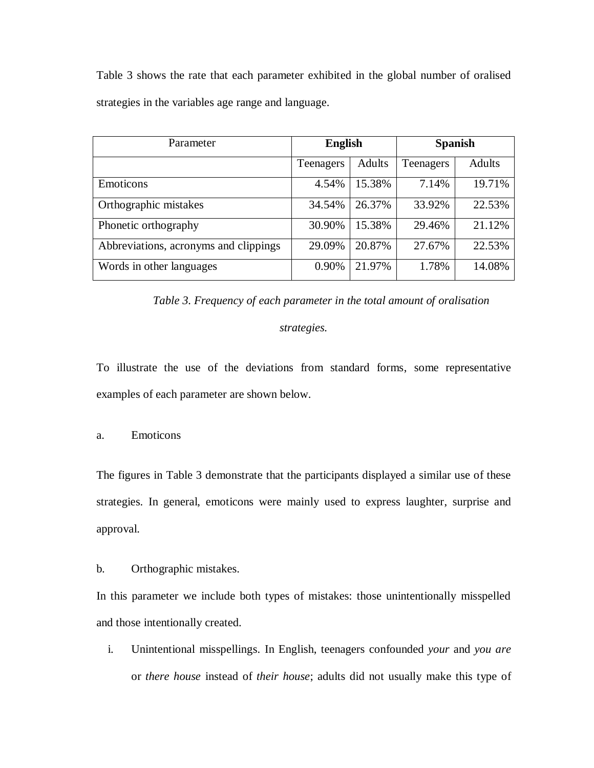Table 3 shows the rate that each parameter exhibited in the global number of oralised strategies in the variables age range and language.

| Parameter | **English** | | **Spanish** | |
|---|---|---|---|---|
| | Teenagers | Adults | Teenagers | Adults |
| Emoticons | 4.54% | 15.38% | 7.14% | 19.71% |
| Orthographic mistakes | 34.54% | 26.37% | 33.92% | 22.53% |
| Phonetic orthography | 30.90% | 15.38% | 29.46% | 21.12% |
| Abbreviations, acronyms and clippings | 29.09% | 20.87% | 27.67% | 22.53% |
| Words in other languages | 0.90% | 21.97% | 1.78% | 14.08% |

*Table 3. Frequency of each parameter in the total amount of oralisation strategies.*

To illustrate the use of the deviations from standard forms, some representative examples of each parameter are shown below.

a. Emoticons

The figures in Table 3 demonstrate that the participants displayed a similar use of these strategies. In general, emoticons were mainly used to express laughter, surprise and approval.

b. Orthographic mistakes.

In this parameter we include both types of mistakes: those unintentionally misspelled and those intentionally created.

i. Unintentional misspellings. In English, teenagers confounded *your* and *you are* or *there house* instead of *their house*; adults did not usually make this type of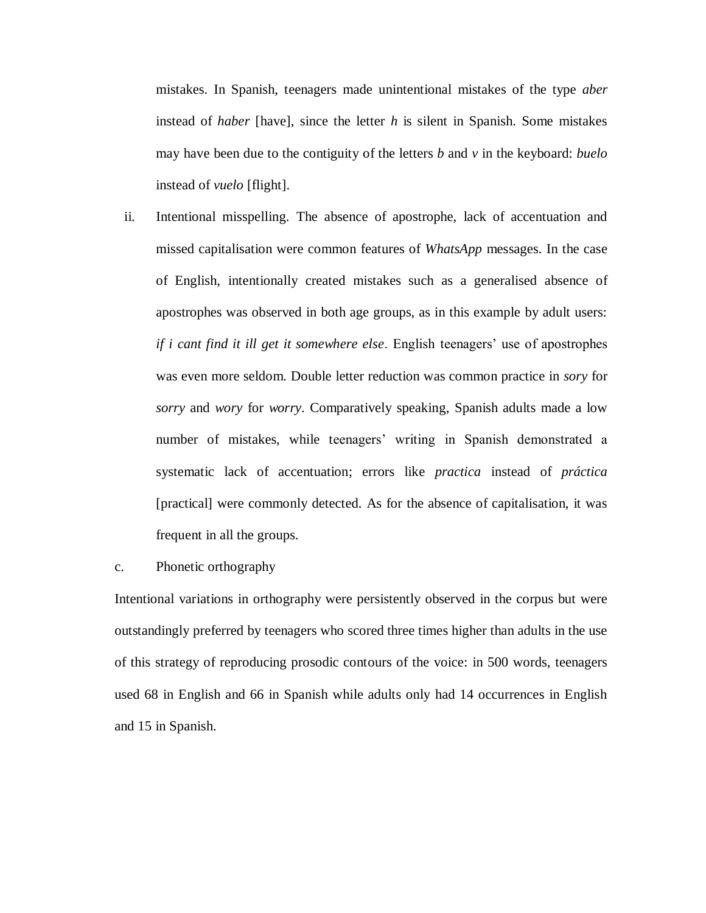mistakes. In Spanish, teenagers made unintentional mistakes of the type *aber* instead of *haber* [have], since the letter *h* is silent in Spanish. Some mistakes may have been due to the contiguity of the letters *b* and *v* in the keyboard: *buelo* instead of *vuelo* [flight].

ii. Intentional misspelling. The absence of apostrophe, lack of accentuation and missed capitalisation were common features of *WhatsApp* messages. In the case of English, intentionally created mistakes such as a generalised absence of apostrophes was observed in both age groups, as in this example by adult users: *if i cant find it ill get it somewhere else*. English teenagers' use of apostrophes was even more seldom. Double letter reduction was common practice in *sory* for *sorry* and *wory* for *worry*. Comparatively speaking, Spanish adults made a low number of mistakes, while teenagers' writing in Spanish demonstrated a systematic lack of accentuation; errors like *practica* instead of *práctica* [practical] were commonly detected. As for the absence of capitalisation, it was frequent in all the groups.

c. Phonetic orthography

Intentional variations in orthography were persistently observed in the corpus but were outstandingly preferred by teenagers who scored three times higher than adults in the use of this strategy of reproducing prosodic contours of the voice: in 500 words, teenagers used 68 in English and 66 in Spanish while adults only had 14 occurrences in English and 15 in Spanish.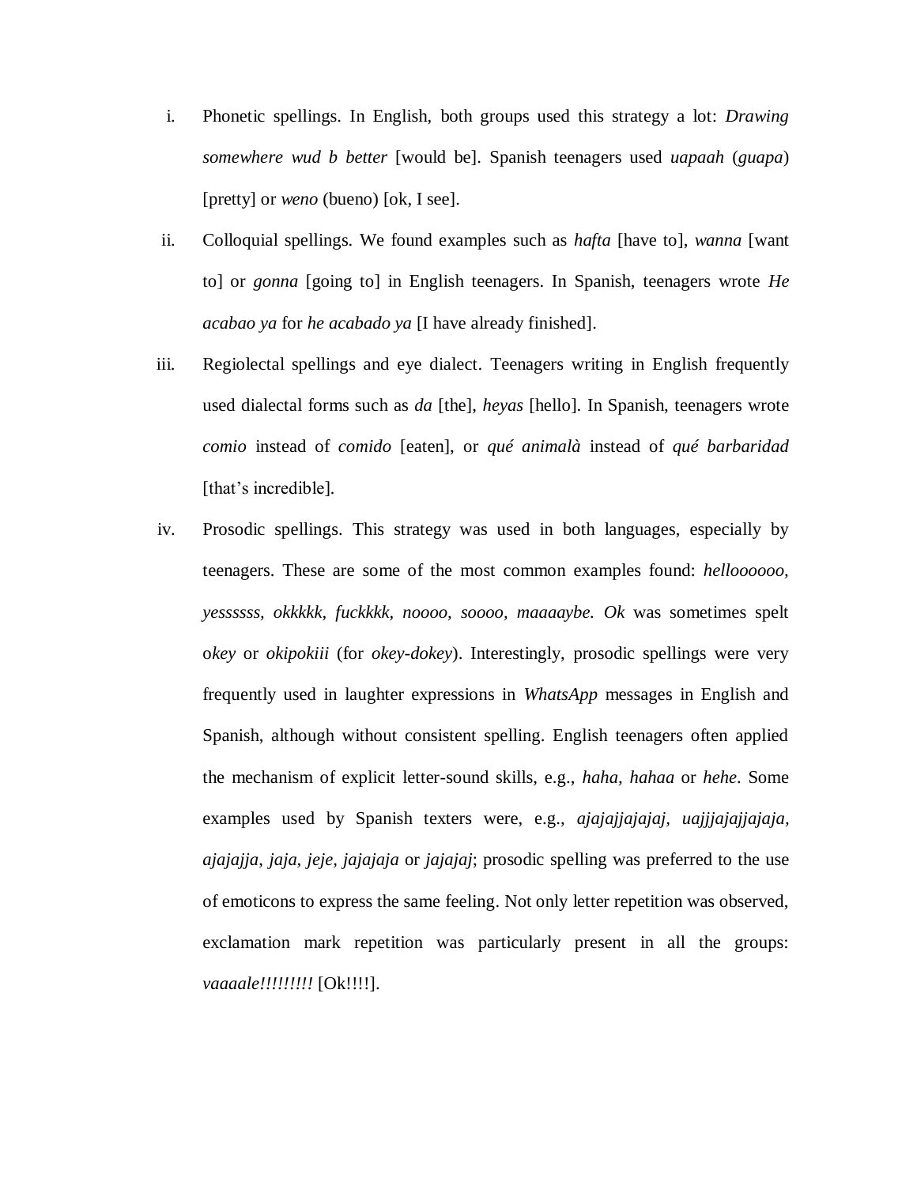i. Phonetic spellings. In English, both groups used this strategy a lot: *Drawing somewhere wud b better* [would be]. Spanish teenagers used *uapaah* (*guapa*) [pretty] or *weno* (bueno) [ok, I see].

ii. Colloquial spellings. We found examples such as *hafta* [have to], *wanna* [want to] or *gonna* [going to] in English teenagers. In Spanish, teenagers wrote *He acabao ya* for *he acabado ya* [I have already finished].

iii. Regiolectal spellings and eye dialect. Teenagers writing in English frequently used dialectal forms such as *da* [the], *heyas* [hello]. In Spanish, teenagers wrote *comio* instead of *comido* [eaten], or *qué animalà* instead of *qué barbaridad* [that's incredible].

iv. Prosodic spellings. This strategy was used in both languages, especially by teenagers. These are some of the most common examples found: *hellooooo*, *yessssss*, *okkkkk*, *fuckkkk*, *noooo*, *soooo*, *maaaaybe*. *Ok* was sometimes spelt o*key* or *okipokiii* (for *okey-dokey*). Interestingly, prosodic spellings were very frequently used in laughter expressions in *WhatsApp* messages in English and Spanish, although without consistent spelling. English teenagers often applied the mechanism of explicit letter-sound skills, e.g., *haha, hahaa* or *hehe*. Some examples used by Spanish texters were, e.g., *ajajajjajajaj*, *uajjjajajjajaja*, *ajajajja*, *jaja*, *jeje*, *jajajaja* or *jajajaj*; prosodic spelling was preferred to the use of emoticons to express the same feeling. Not only letter repetition was observed, exclamation mark repetition was particularly present in all the groups: *vaaaale!!!!!!!!!* [Ok!!!!].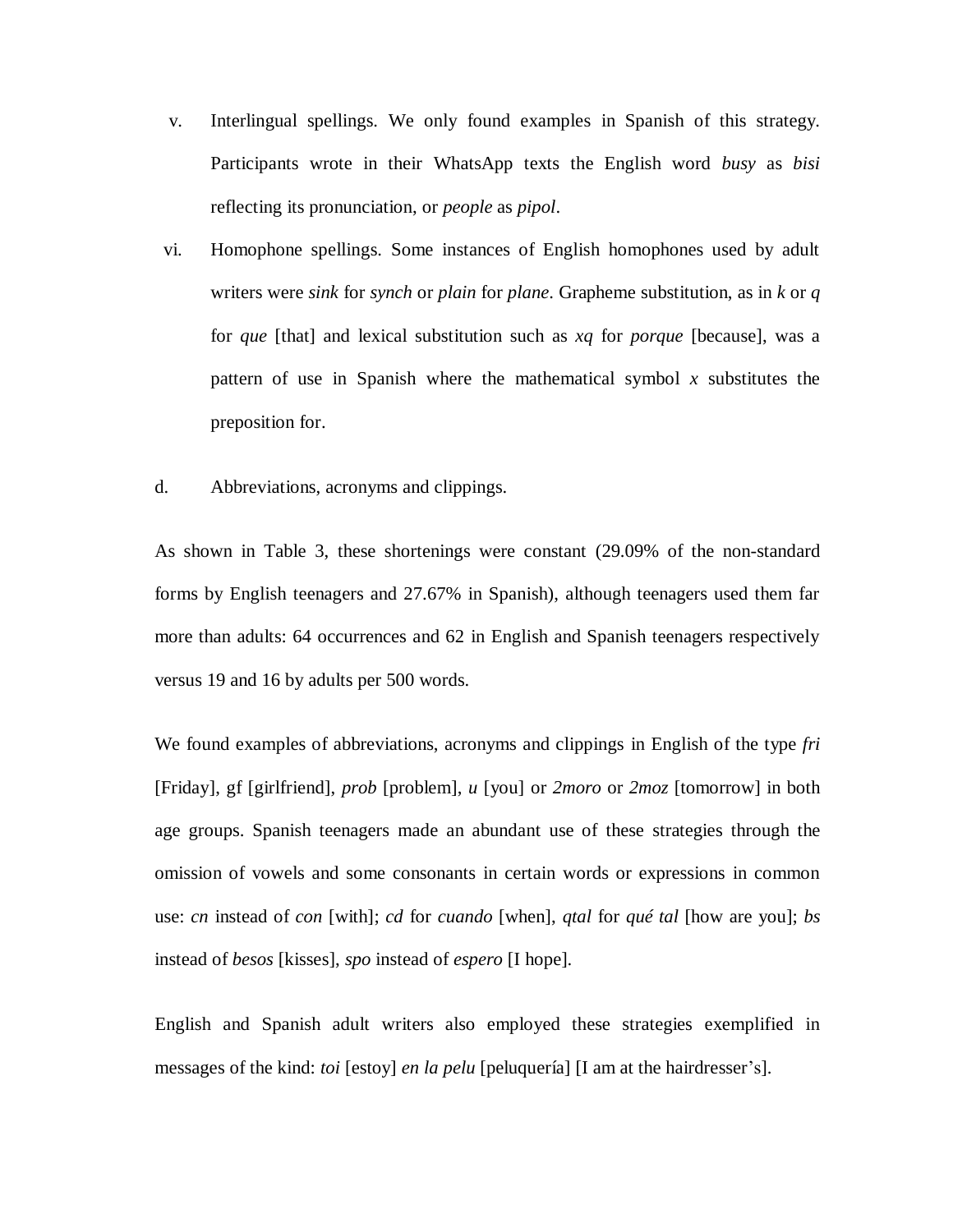v. Interlingual spellings. We only found examples in Spanish of this strategy. Participants wrote in their WhatsApp texts the English word *busy* as *bisi* reflecting its pronunciation, or *people* as *pipol*.

vi. Homophone spellings. Some instances of English homophones used by adult writers were *sink* for *synch* or *plain* for *plane*. Grapheme substitution, as in *k* or *q* for *que* [that] and lexical substitution such as *xq* for *porque* [because], was a pattern of use in Spanish where the mathematical symbol *x* substitutes the preposition for.

d. Abbreviations, acronyms and clippings.

As shown in Table 3, these shortenings were constant (29.09% of the non-standard forms by English teenagers and 27.67% in Spanish), although teenagers used them far more than adults: 64 occurrences and 62 in English and Spanish teenagers respectively versus 19 and 16 by adults per 500 words.

We found examples of abbreviations, acronyms and clippings in English of the type *fri* [Friday], gf [girlfriend], *prob* [problem], *u* [you] or *2moro* or *2moz* [tomorrow] in both age groups. Spanish teenagers made an abundant use of these strategies through the omission of vowels and some consonants in certain words or expressions in common use: *cn* instead of *con* [with]; *cd* for *cuando* [when], *qtal* for *qué tal* [how are you]; *bs* instead of *besos* [kisses], *spo* instead of *espero* [I hope].

English and Spanish adult writers also employed these strategies exemplified in messages of the kind: *toi* [estoy] *en la pelu* [peluquería] [I am at the hairdresser's].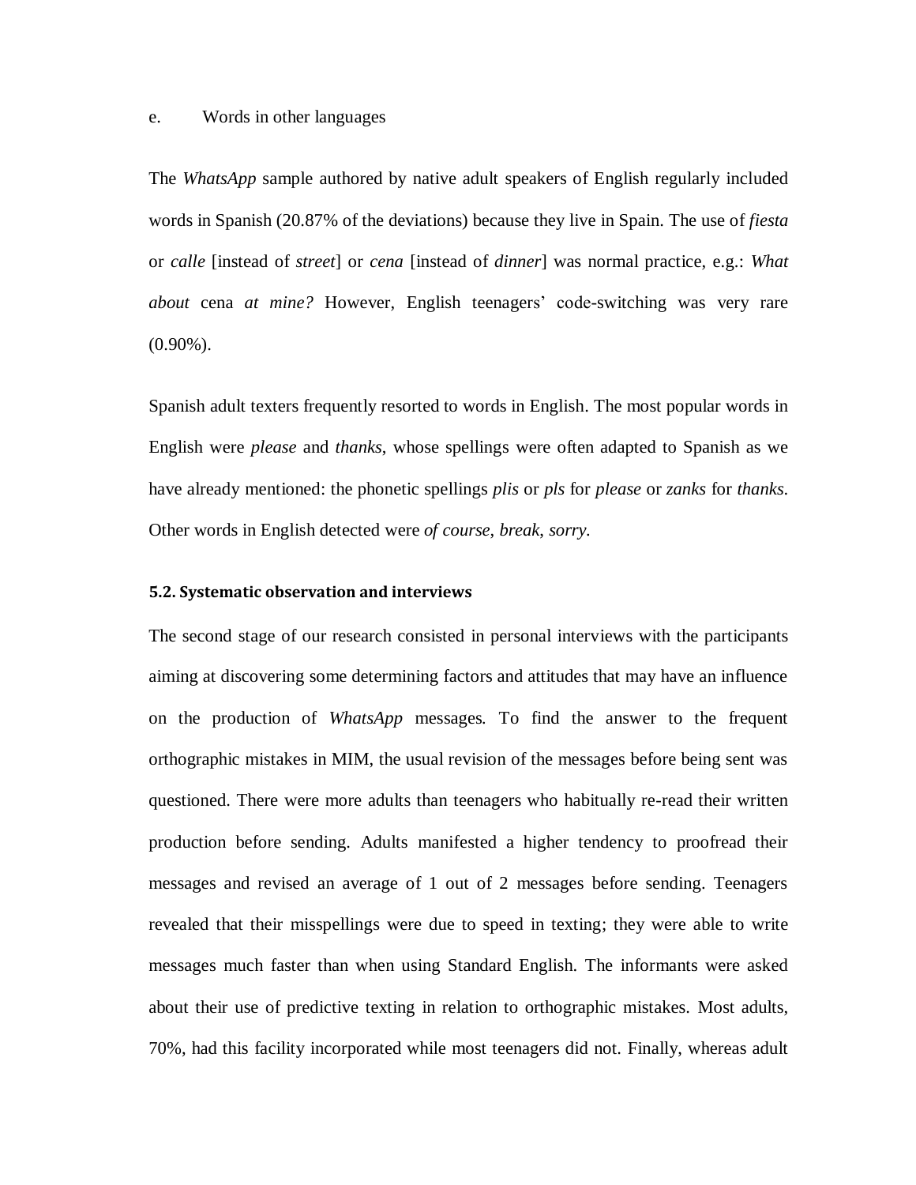e. Words in other languages

The *WhatsApp* sample authored by native adult speakers of English regularly included words in Spanish (20.87% of the deviations) because they live in Spain. The use of *fiesta* or *calle* [instead of *street*] or *cena* [instead of *dinner*] was normal practice, e.g.: *What about* cena *at mine?* However, English teenagers' code-switching was very rare (0.90%).

Spanish adult texters frequently resorted to words in English. The most popular words in English were *please* and *thanks*, whose spellings were often adapted to Spanish as we have already mentioned: the phonetic spellings *plis* or *pls* for *please* or *zanks* for *thanks*. Other words in English detected were *of course*, *break*, *sorry*.

### 5.2. Systematic observation and interviews

The second stage of our research consisted in personal interviews with the participants aiming at discovering some determining factors and attitudes that may have an influence on the production of *WhatsApp* messages. To find the answer to the frequent orthographic mistakes in MIM, the usual revision of the messages before being sent was questioned. There were more adults than teenagers who habitually re-read their written production before sending. Adults manifested a higher tendency to proofread their messages and revised an average of 1 out of 2 messages before sending. Teenagers revealed that their misspellings were due to speed in texting; they were able to write messages much faster than when using Standard English. The informants were asked about their use of predictive texting in relation to orthographic mistakes. Most adults, 70%, had this facility incorporated while most teenagers did not. Finally, whereas adult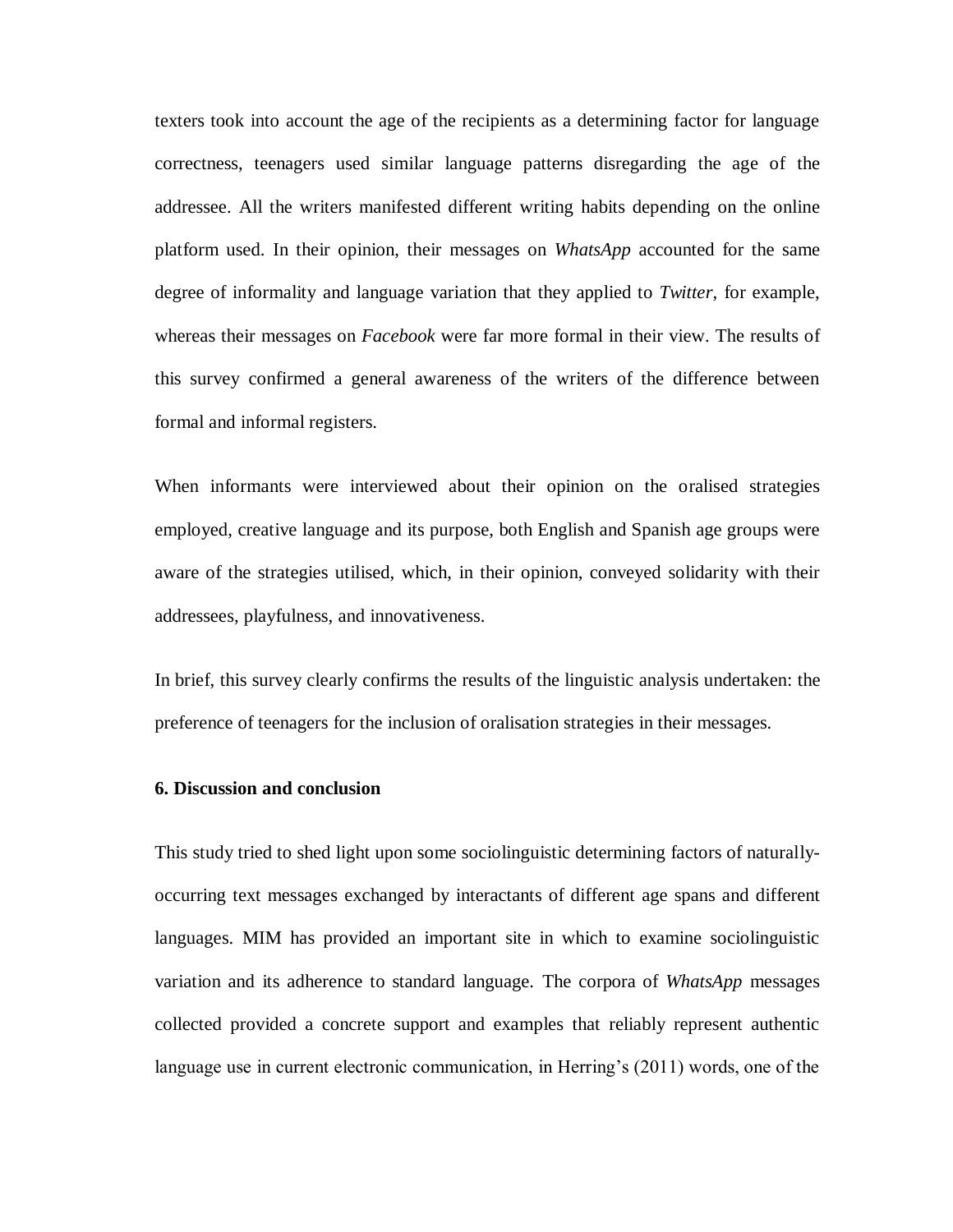texters took into account the age of the recipients as a determining factor for language correctness, teenagers used similar language patterns disregarding the age of the addressee. All the writers manifested different writing habits depending on the online platform used. In their opinion, their messages on *WhatsApp* accounted for the same degree of informality and language variation that they applied to *Twitter*, for example, whereas their messages on *Facebook* were far more formal in their view. The results of this survey confirmed a general awareness of the writers of the difference between formal and informal registers.

When informants were interviewed about their opinion on the oralised strategies employed, creative language and its purpose, both English and Spanish age groups were aware of the strategies utilised, which, in their opinion, conveyed solidarity with their addressees, playfulness, and innovativeness.

In brief, this survey clearly confirms the results of the linguistic analysis undertaken: the preference of teenagers for the inclusion of oralisation strategies in their messages.

## 6. Discussion and conclusion

This study tried to shed light upon some sociolinguistic determining factors of naturally-occurring text messages exchanged by interactants of different age spans and different languages. MIM has provided an important site in which to examine sociolinguistic variation and its adherence to standard language. The corpora of *WhatsApp* messages collected provided a concrete support and examples that reliably represent authentic language use in current electronic communication, in Herring's (2011) words, one of the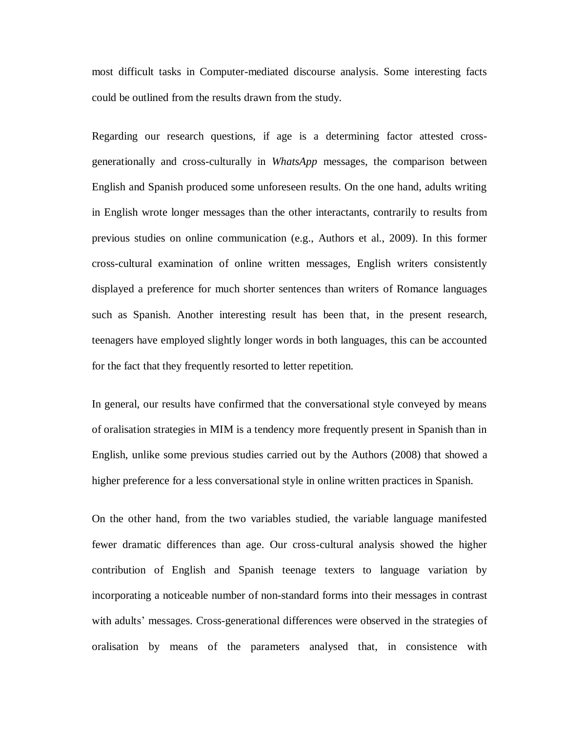most difficult tasks in Computer-mediated discourse analysis. Some interesting facts could be outlined from the results drawn from the study.

Regarding our research questions, if age is a determining factor attested cross-generationally and cross-culturally in *WhatsApp* messages, the comparison between English and Spanish produced some unforeseen results. On the one hand, adults writing in English wrote longer messages than the other interactants, contrarily to results from previous studies on online communication (e.g., Authors et al., 2009). In this former cross-cultural examination of online written messages, English writers consistently displayed a preference for much shorter sentences than writers of Romance languages such as Spanish. Another interesting result has been that, in the present research, teenagers have employed slightly longer words in both languages, this can be accounted for the fact that they frequently resorted to letter repetition.

In general, our results have confirmed that the conversational style conveyed by means of oralisation strategies in MIM is a tendency more frequently present in Spanish than in English, unlike some previous studies carried out by the Authors (2008) that showed a higher preference for a less conversational style in online written practices in Spanish.

On the other hand, from the two variables studied, the variable language manifested fewer dramatic differences than age. Our cross-cultural analysis showed the higher contribution of English and Spanish teenage texters to language variation by incorporating a noticeable number of non-standard forms into their messages in contrast with adults' messages. Cross-generational differences were observed in the strategies of oralisation by means of the parameters analysed that, in consistence with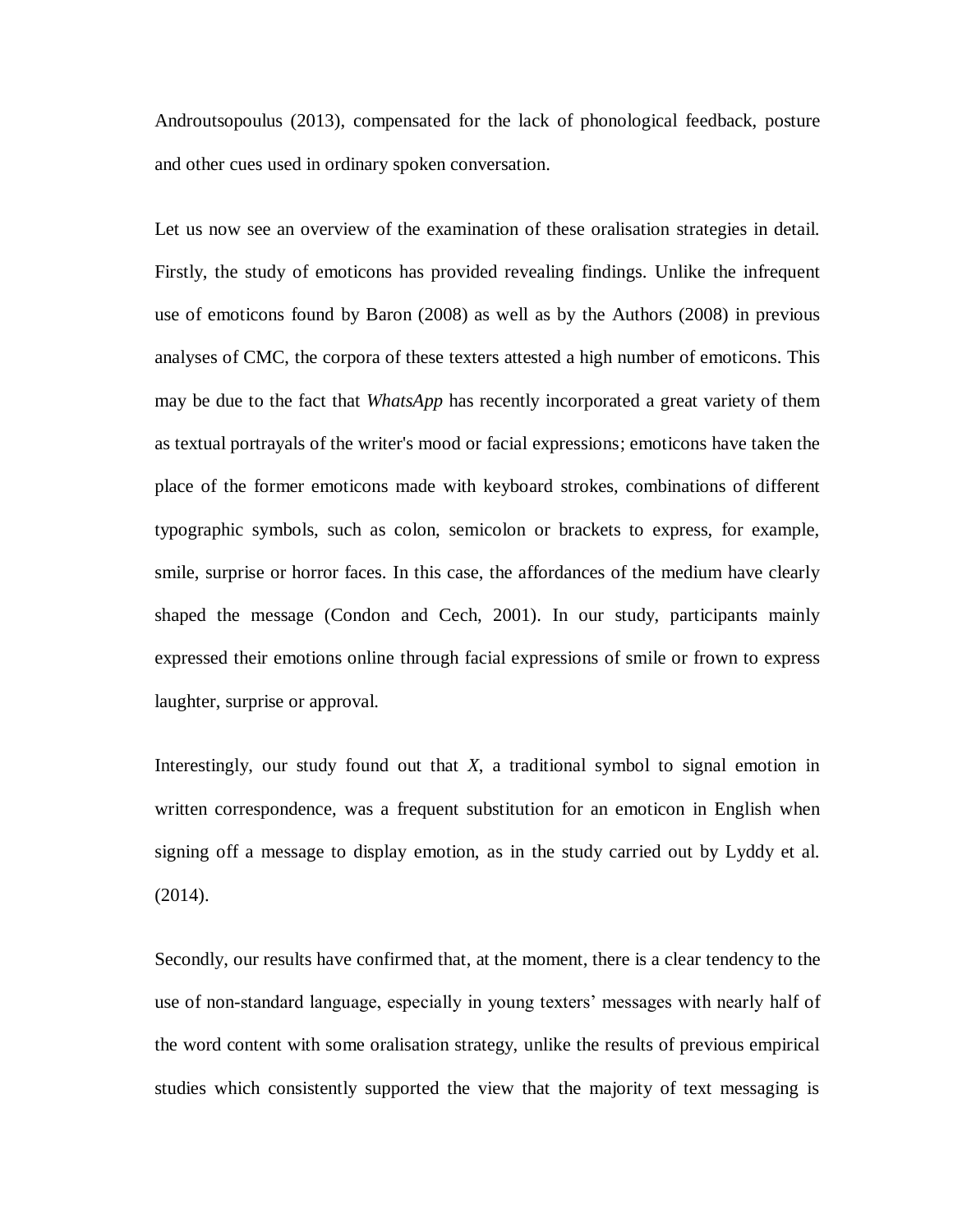Androutsopoulus (2013), compensated for the lack of phonological feedback, posture and other cues used in ordinary spoken conversation.

Let us now see an overview of the examination of these oralisation strategies in detail. Firstly, the study of emoticons has provided revealing findings. Unlike the infrequent use of emoticons found by Baron (2008) as well as by the Authors (2008) in previous analyses of CMC, the corpora of these texters attested a high number of emoticons. This may be due to the fact that *WhatsApp* has recently incorporated a great variety of them as textual portrayals of the writer's mood or facial expressions; emoticons have taken the place of the former emoticons made with keyboard strokes, combinations of different typographic symbols, such as colon, semicolon or brackets to express, for example, smile, surprise or horror faces. In this case, the affordances of the medium have clearly shaped the message (Condon and Cech, 2001). In our study, participants mainly expressed their emotions online through facial expressions of smile or frown to express laughter, surprise or approval.

Interestingly, our study found out that *X*, a traditional symbol to signal emotion in written correspondence, was a frequent substitution for an emoticon in English when signing off a message to display emotion, as in the study carried out by Lyddy et al. (2014).

Secondly, our results have confirmed that, at the moment, there is a clear tendency to the use of non-standard language, especially in young texters' messages with nearly half of the word content with some oralisation strategy, unlike the results of previous empirical studies which consistently supported the view that the majority of text messaging is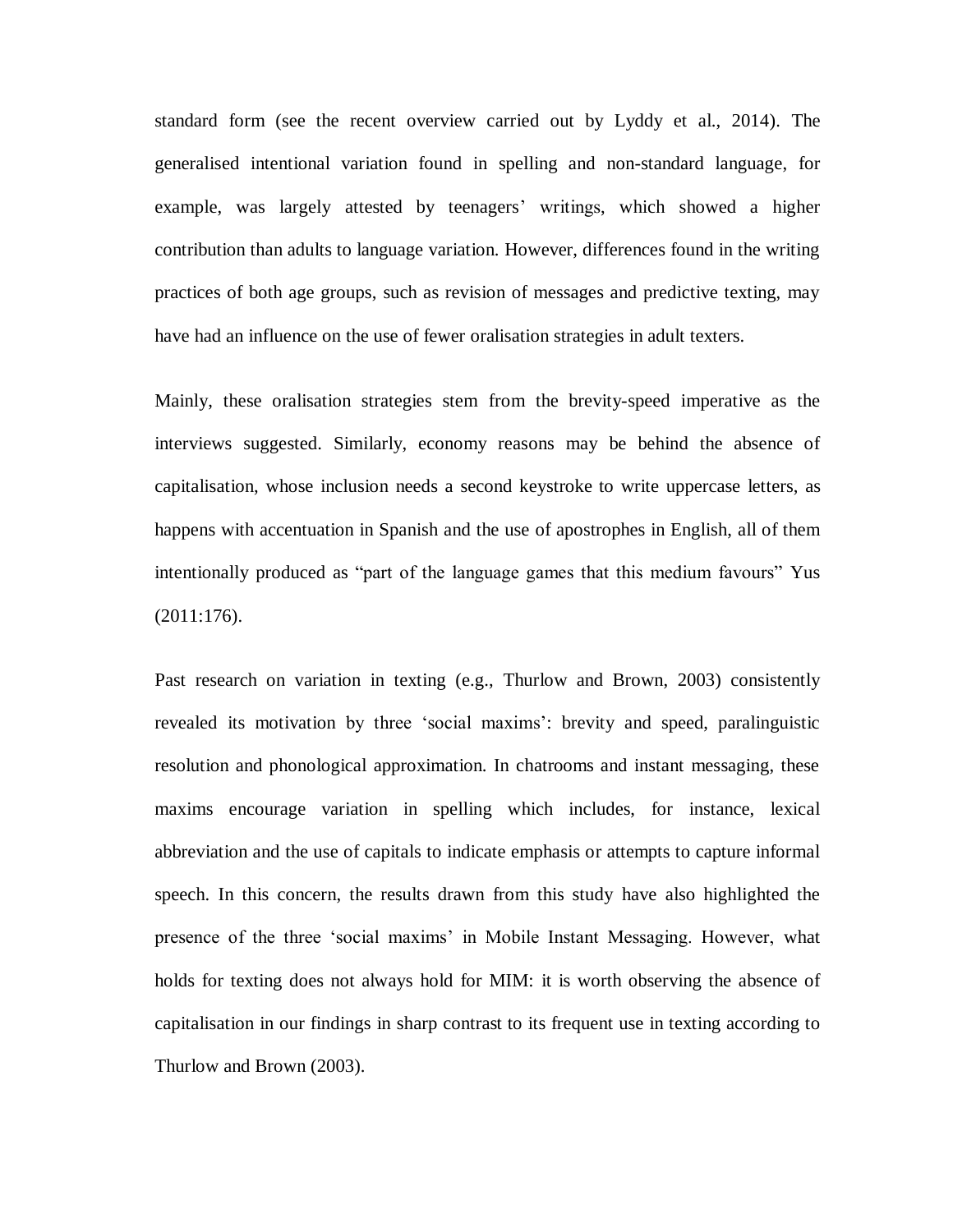standard form (see the recent overview carried out by Lyddy et al., 2014). The generalised intentional variation found in spelling and non-standard language, for example, was largely attested by teenagers' writings, which showed a higher contribution than adults to language variation. However, differences found in the writing practices of both age groups, such as revision of messages and predictive texting, may have had an influence on the use of fewer oralisation strategies in adult texters.

Mainly, these oralisation strategies stem from the brevity-speed imperative as the interviews suggested. Similarly, economy reasons may be behind the absence of capitalisation, whose inclusion needs a second keystroke to write uppercase letters, as happens with accentuation in Spanish and the use of apostrophes in English, all of them intentionally produced as "part of the language games that this medium favours" Yus (2011:176).

Past research on variation in texting (e.g., Thurlow and Brown, 2003) consistently revealed its motivation by three 'social maxims': brevity and speed, paralinguistic resolution and phonological approximation. In chatrooms and instant messaging, these maxims encourage variation in spelling which includes, for instance, lexical abbreviation and the use of capitals to indicate emphasis or attempts to capture informal speech. In this concern, the results drawn from this study have also highlighted the presence of the three 'social maxims' in Mobile Instant Messaging. However, what holds for texting does not always hold for MIM: it is worth observing the absence of capitalisation in our findings in sharp contrast to its frequent use in texting according to Thurlow and Brown (2003).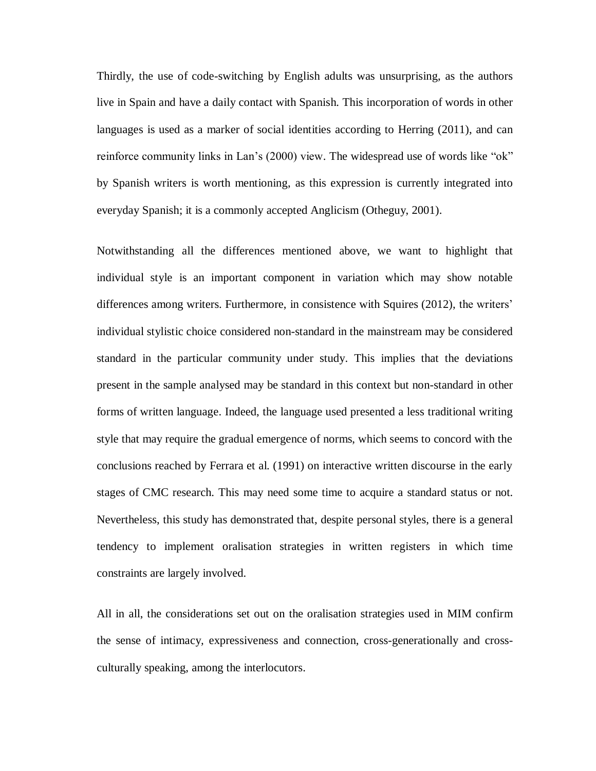Thirdly, the use of code-switching by English adults was unsurprising, as the authors live in Spain and have a daily contact with Spanish. This incorporation of words in other languages is used as a marker of social identities according to Herring (2011), and can reinforce community links in Lan's (2000) view. The widespread use of words like "ok" by Spanish writers is worth mentioning, as this expression is currently integrated into everyday Spanish; it is a commonly accepted Anglicism (Otheguy, 2001).

Notwithstanding all the differences mentioned above, we want to highlight that individual style is an important component in variation which may show notable differences among writers. Furthermore, in consistence with Squires (2012), the writers' individual stylistic choice considered non-standard in the mainstream may be considered standard in the particular community under study. This implies that the deviations present in the sample analysed may be standard in this context but non-standard in other forms of written language. Indeed, the language used presented a less traditional writing style that may require the gradual emergence of norms, which seems to concord with the conclusions reached by Ferrara et al. (1991) on interactive written discourse in the early stages of CMC research. This may need some time to acquire a standard status or not. Nevertheless, this study has demonstrated that, despite personal styles, there is a general tendency to implement oralisation strategies in written registers in which time constraints are largely involved.

All in all, the considerations set out on the oralisation strategies used in MIM confirm the sense of intimacy, expressiveness and connection, cross-generationally and cross-culturally speaking, among the interlocutors.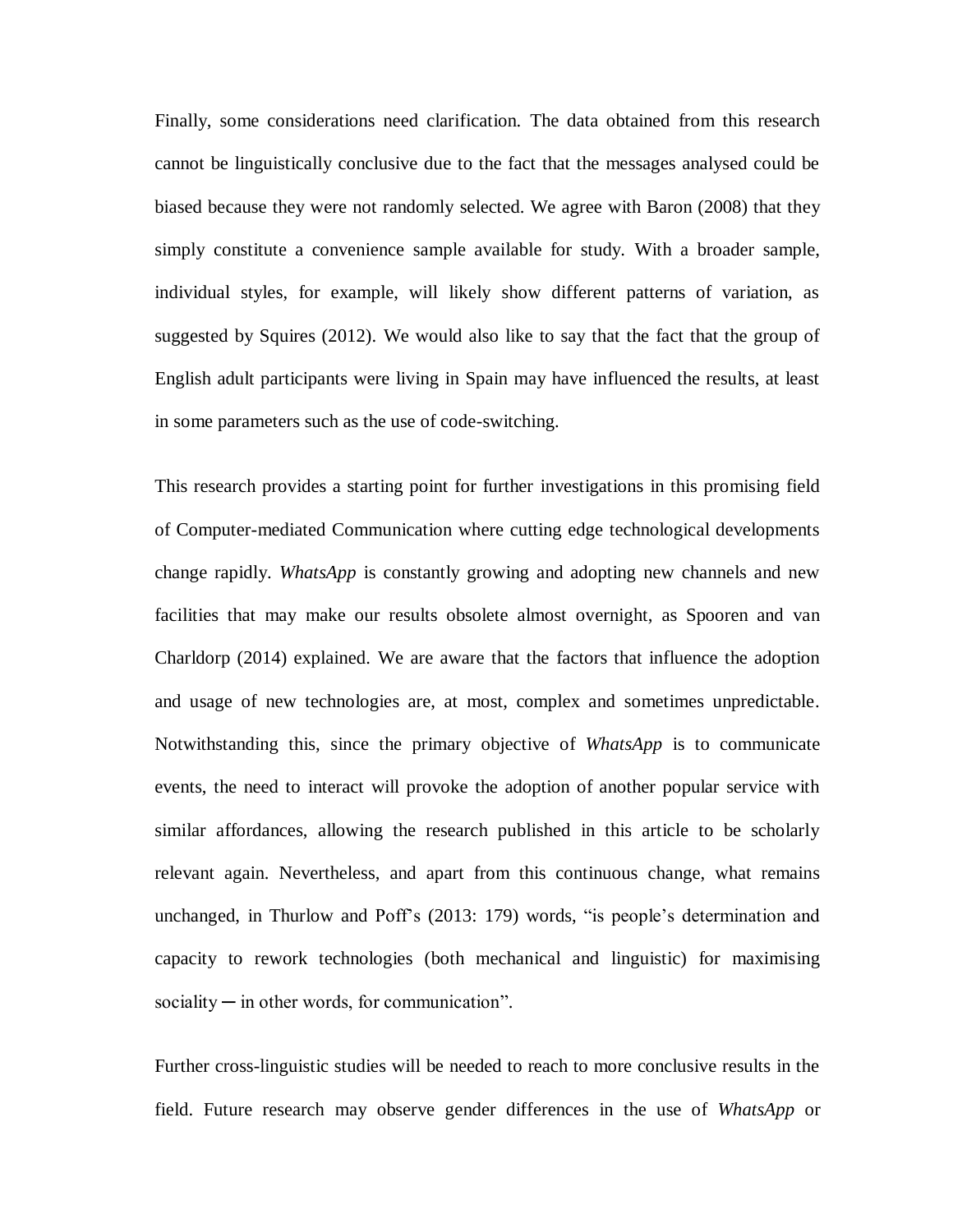Finally, some considerations need clarification. The data obtained from this research cannot be linguistically conclusive due to the fact that the messages analysed could be biased because they were not randomly selected. We agree with Baron (2008) that they simply constitute a convenience sample available for study. With a broader sample, individual styles, for example, will likely show different patterns of variation, as suggested by Squires (2012). We would also like to say that the fact that the group of English adult participants were living in Spain may have influenced the results, at least in some parameters such as the use of code-switching.

This research provides a starting point for further investigations in this promising field of Computer-mediated Communication where cutting edge technological developments change rapidly. *WhatsApp* is constantly growing and adopting new channels and new facilities that may make our results obsolete almost overnight, as Spooren and van Charldorp (2014) explained. We are aware that the factors that influence the adoption and usage of new technologies are, at most, complex and sometimes unpredictable. Notwithstanding this, since the primary objective of *WhatsApp* is to communicate events, the need to interact will provoke the adoption of another popular service with similar affordances, allowing the research published in this article to be scholarly relevant again. Nevertheless, and apart from this continuous change, what remains unchanged, in Thurlow and Poff's (2013: 179) words, "is people's determination and capacity to rework technologies (both mechanical and linguistic) for maximising sociality ─ in other words, for communication".

Further cross-linguistic studies will be needed to reach to more conclusive results in the field. Future research may observe gender differences in the use of *WhatsApp* or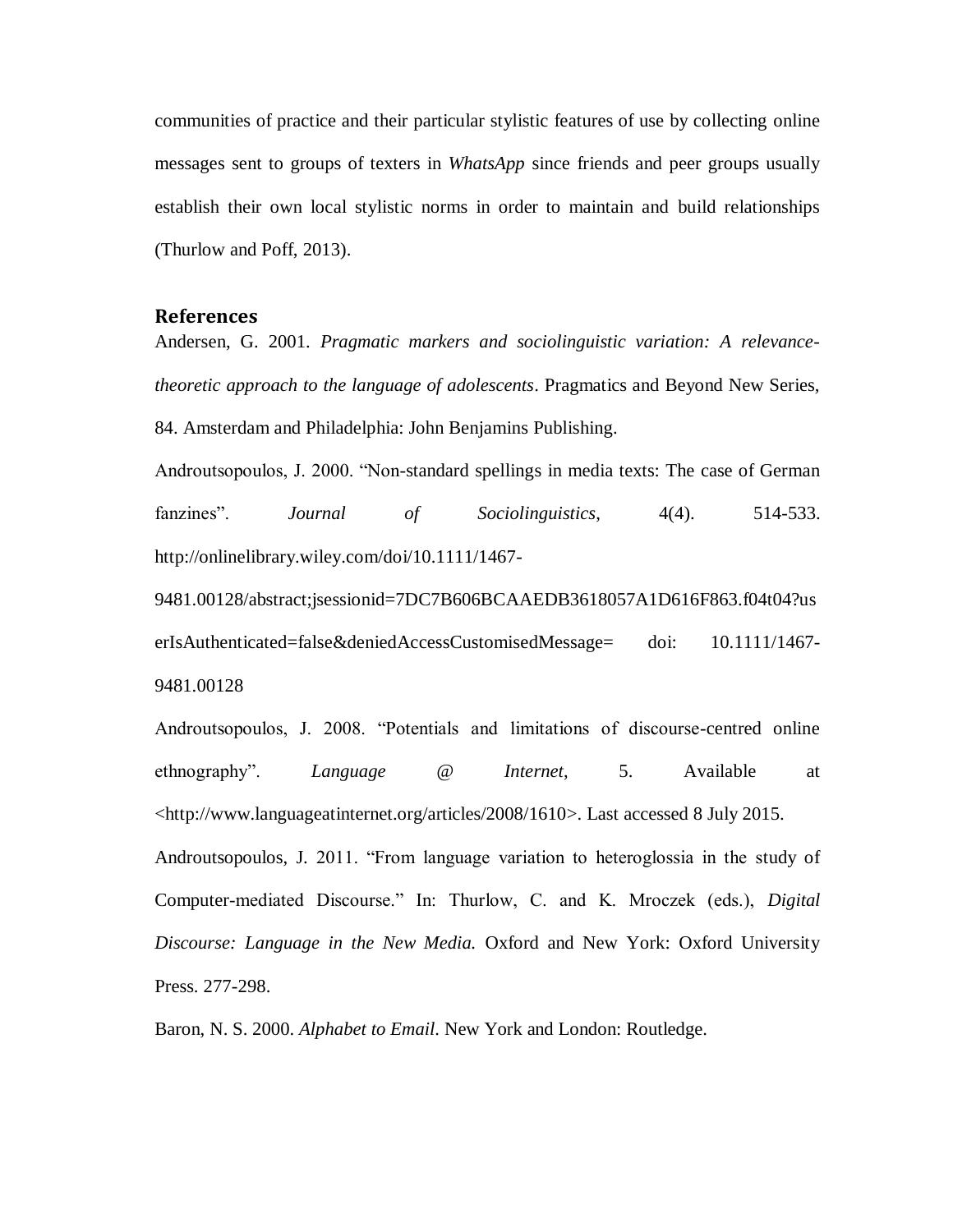communities of practice and their particular stylistic features of use by collecting online messages sent to groups of texters in *WhatsApp* since friends and peer groups usually establish their own local stylistic norms in order to maintain and build relationships (Thurlow and Poff, 2013).

## References

Andersen, G. 2001. *Pragmatic markers and sociolinguistic variation: A relevance-theoretic approach to the language of adolescents*. Pragmatics and Beyond New Series, 84. Amsterdam and Philadelphia: John Benjamins Publishing.

Androutsopoulos, J. 2000. "Non-standard spellings in media texts: The case of German fanzines". *Journal of Sociolinguistics*, 4(4). 514-533. http://onlinelibrary.wiley.com/doi/10.1111/1467-9481.00128/abstract;jsessionid=7DC7B606BCAAEDB3618057A1D616F863.f04t04?userIsAuthenticated=false&deniedAccessCustomisedMessage= doi: 10.1111/1467-9481.00128

Androutsopoulos, J. 2008. "Potentials and limitations of discourse-centred online ethnography". *Language @ Internet*, 5. Available at <http://www.languageatinternet.org/articles/2008/1610>. Last accessed 8 July 2015.

Androutsopoulos, J. 2011. "From language variation to heteroglossia in the study of Computer-mediated Discourse." In: Thurlow, C. and K. Mroczek (eds.), *Digital Discourse: Language in the New Media.* Oxford and New York: Oxford University Press. 277-298.

Baron, N. S. 2000. *Alphabet to Email*. New York and London: Routledge.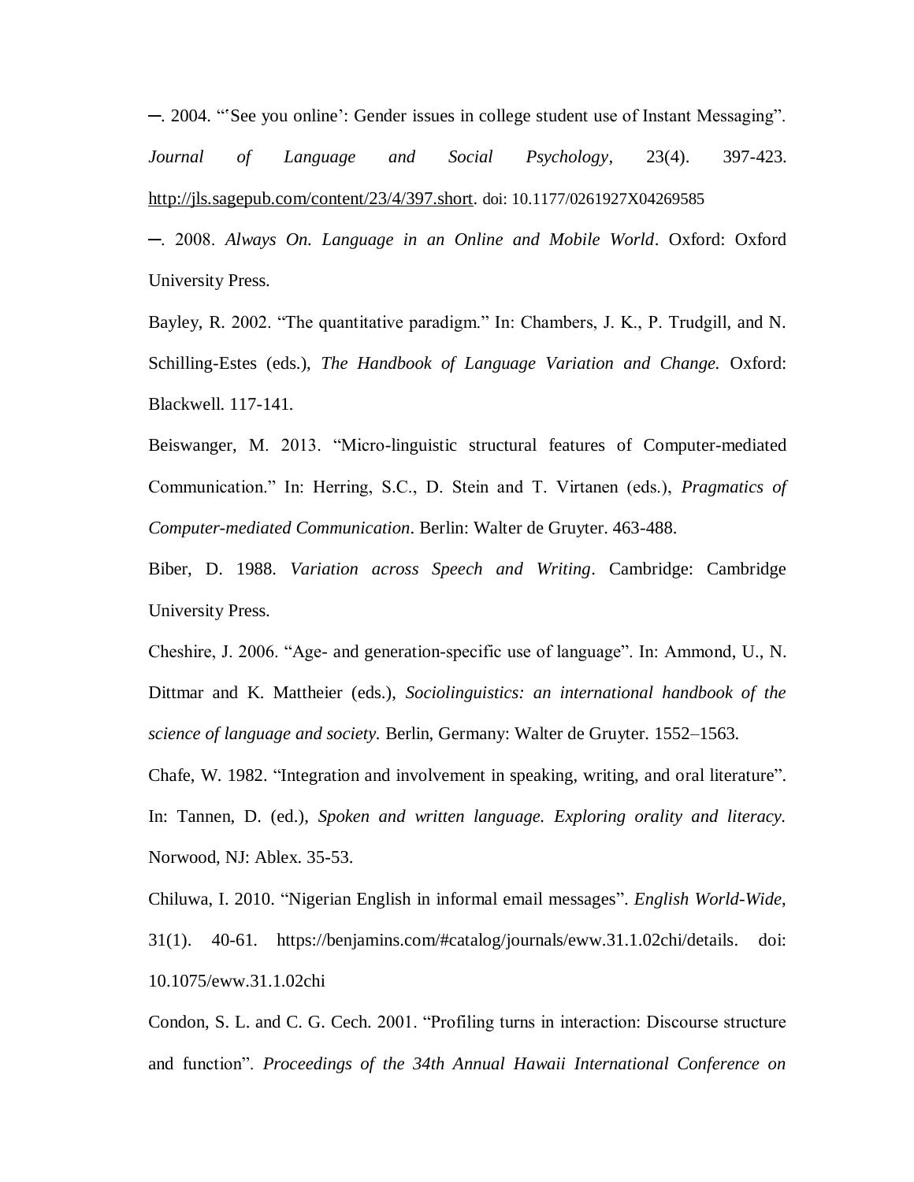─. 2004. "'See you online': Gender issues in college student use of Instant Messaging". *Journal of Language and Social Psychology*, 23(4). 397-423. http://jls.sagepub.com/content/23/4/397.short. doi: 10.1177/0261927X04269585

─. 2008. *Always On. Language in an Online and Mobile World*. Oxford: Oxford University Press.

Bayley, R. 2002. "The quantitative paradigm." In: Chambers, J. K., P. Trudgill, and N. Schilling-Estes (eds.), *The Handbook of Language Variation and Change.* Oxford: Blackwell. 117-141.

Beiswanger, M. 2013. "Micro-linguistic structural features of Computer-mediated Communication." In: Herring, S.C., D. Stein and T. Virtanen (eds.), *Pragmatics of Computer-mediated Communication*. Berlin: Walter de Gruyter. 463-488.

Biber, D. 1988. *Variation across Speech and Writing*. Cambridge: Cambridge University Press.

Cheshire, J. 2006. "Age- and generation-specific use of language". In: Ammond, U., N. Dittmar and K. Mattheier (eds.), *Sociolinguistics: an international handbook of the science of language and society.* Berlin, Germany: Walter de Gruyter. 1552–1563.

Chafe, W. 1982. "Integration and involvement in speaking, writing, and oral literature". In: Tannen, D. (ed.), *Spoken and written language. Exploring orality and literacy.* Norwood, NJ: Ablex. 35-53.

Chiluwa, I. 2010. "Nigerian English in informal email messages". *English World-Wide*, 31(1). 40-61. https://benjamins.com/#catalog/journals/eww.31.1.02chi/details. doi: 10.1075/eww.31.1.02chi

Condon, S. L. and C. G. Cech. 2001. "Profiling turns in interaction: Discourse structure and function". *Proceedings of the 34th Annual Hawaii International Conference on*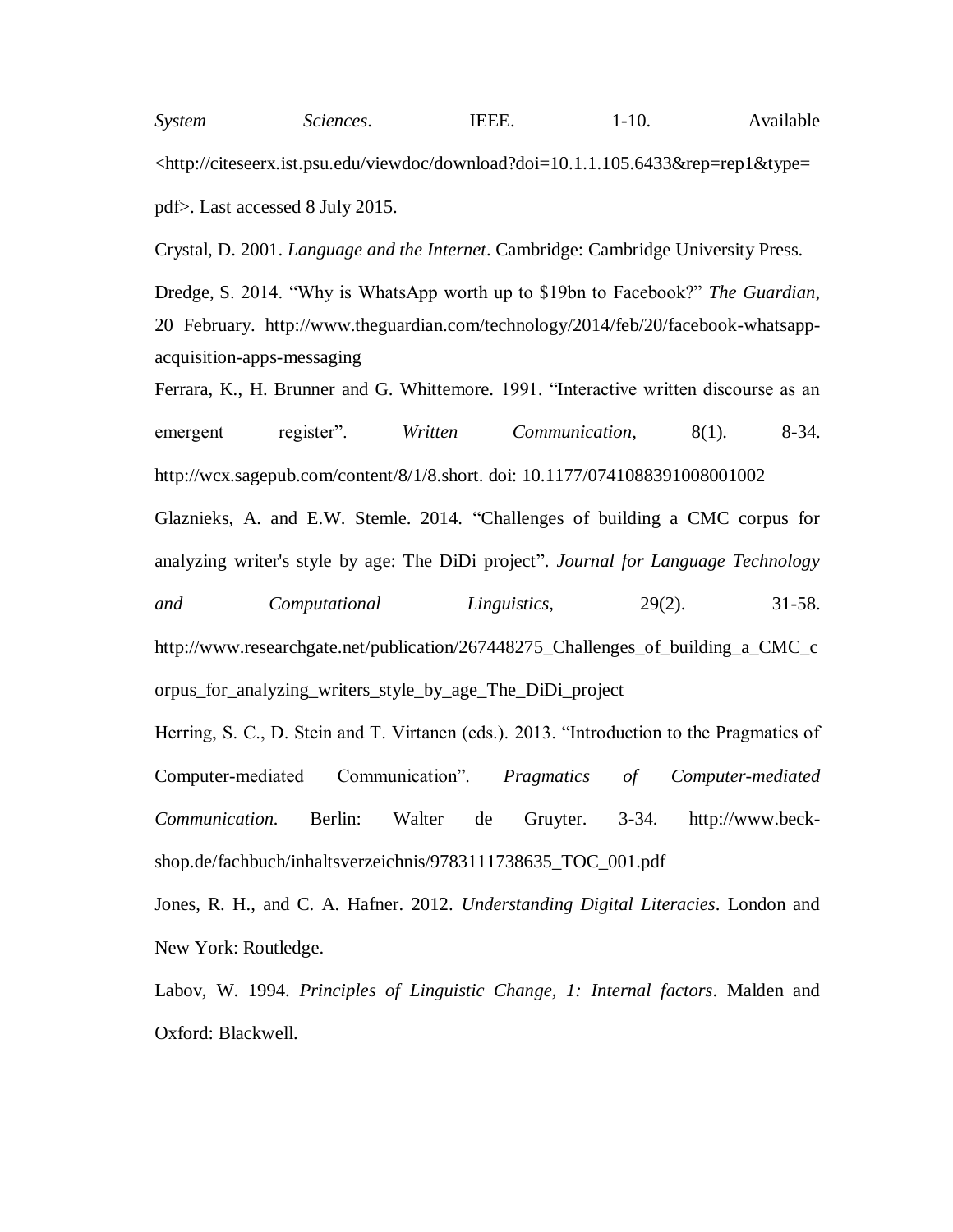*System Sciences*. IEEE. 1-10. Available <http://citeseerx.ist.psu.edu/viewdoc/download?doi=10.1.1.105.6433&rep=rep1&type=pdf>. Last accessed 8 July 2015.

Crystal, D. 2001. *Language and the Internet*. Cambridge: Cambridge University Press.

Dredge, S. 2014. "Why is WhatsApp worth up to $19bn to Facebook?" *The Guardian*, 20 February. http://www.theguardian.com/technology/2014/feb/20/facebook-whatsapp-acquisition-apps-messaging

Ferrara, K., H. Brunner and G. Whittemore. 1991. "Interactive written discourse as an emergent register". *Written Communication*, 8(1). 8-34. http://wcx.sagepub.com/content/8/1/8.short. doi: 10.1177/0741088391008001002

Glaznieks, A. and E.W. Stemle. 2014. "Challenges of building a CMC corpus for analyzing writer's style by age: The DiDi project". *Journal for Language Technology and Computational Linguistics*, 29(2). 31-58. http://www.researchgate.net/publication/267448275_Challenges_of_building_a_CMC_corpus_for_analyzing_writers_style_by_age_The_DiDi_project

Herring, S. C., D. Stein and T. Virtanen (eds.). 2013. "Introduction to the Pragmatics of Computer-mediated Communication". *Pragmatics of Computer-mediated Communication.* Berlin: Walter de Gruyter. 3-34. http://www.beck-shop.de/fachbuch/inhaltsverzeichnis/9783111738635_TOC_001.pdf

Jones, R. H., and C. A. Hafner. 2012. *Understanding Digital Literacies*. London and New York: Routledge.

Labov, W. 1994. *Principles of Linguistic Change, 1: Internal factors*. Malden and Oxford: Blackwell.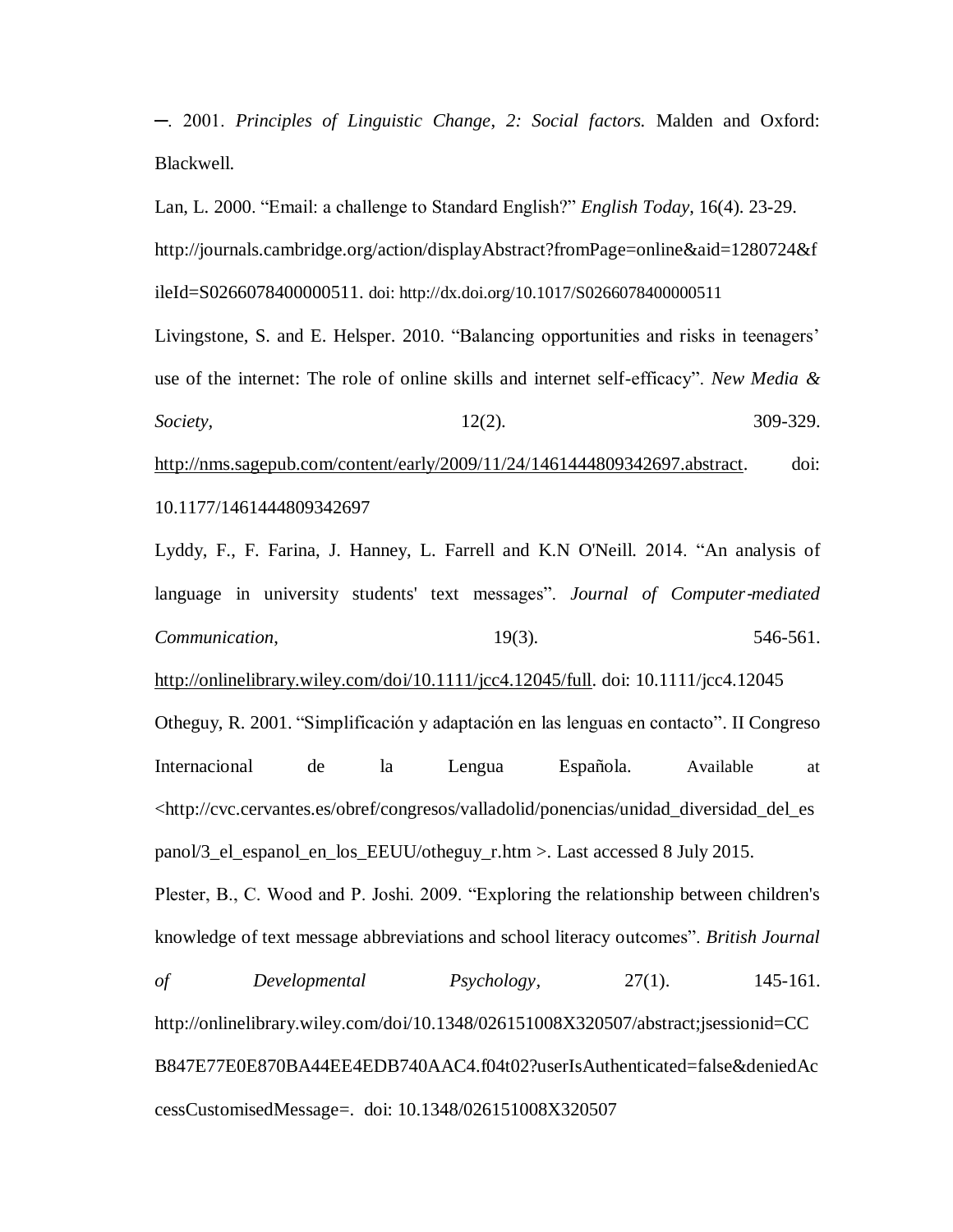―. 2001. *Principles of Linguistic Change, 2: Social factors.* Malden and Oxford: Blackwell.

Lan, L. 2000. "Email: a challenge to Standard English?" *English Today*, 16(4). 23-29. http://journals.cambridge.org/action/displayAbstract?fromPage=online&aid=1280724&fileId=S0266078400000511. doi: http://dx.doi.org/10.1017/S0266078400000511

Livingstone, S. and E. Helsper. 2010. "Balancing opportunities and risks in teenagers' use of the internet: The role of online skills and internet self-efficacy". *New Media & Society*, 12(2). 309-329. http://nms.sagepub.com/content/early/2009/11/24/1461444809342697.abstract. doi: 10.1177/1461444809342697

Lyddy, F., F. Farina, J. Hanney, L. Farrell and K.N O'Neill. 2014. "An analysis of language in university students' text messages". *Journal of Computer‐mediated Communication*, 19(3). 546-561. http://onlinelibrary.wiley.com/doi/10.1111/jcc4.12045/full. doi: 10.1111/jcc4.12045

Otheguy, R. 2001. "Simplificación y adaptación en las lenguas en contacto". II Congreso Internacional de la Lengua Española. Available at <http://cvc.cervantes.es/obref/congresos/valladolid/ponencias/unidad_diversidad_del_espanol/3_el_espanol_en_los_EEUU/otheguy_r.htm >. Last accessed 8 July 2015.

Plester, B., C. Wood and P. Joshi. 2009. "Exploring the relationship between children's knowledge of text message abbreviations and school literacy outcomes". *British Journal of Developmental Psychology*, 27(1). 145-161. http://onlinelibrary.wiley.com/doi/10.1348/026151008X320507/abstract;jsessionid=CCB847E77E0E870BA44EE4EDB740AAC4.f04t02?userIsAuthenticated=false&deniedAccessCustomisedMessage=. doi: 10.1348/026151008X320507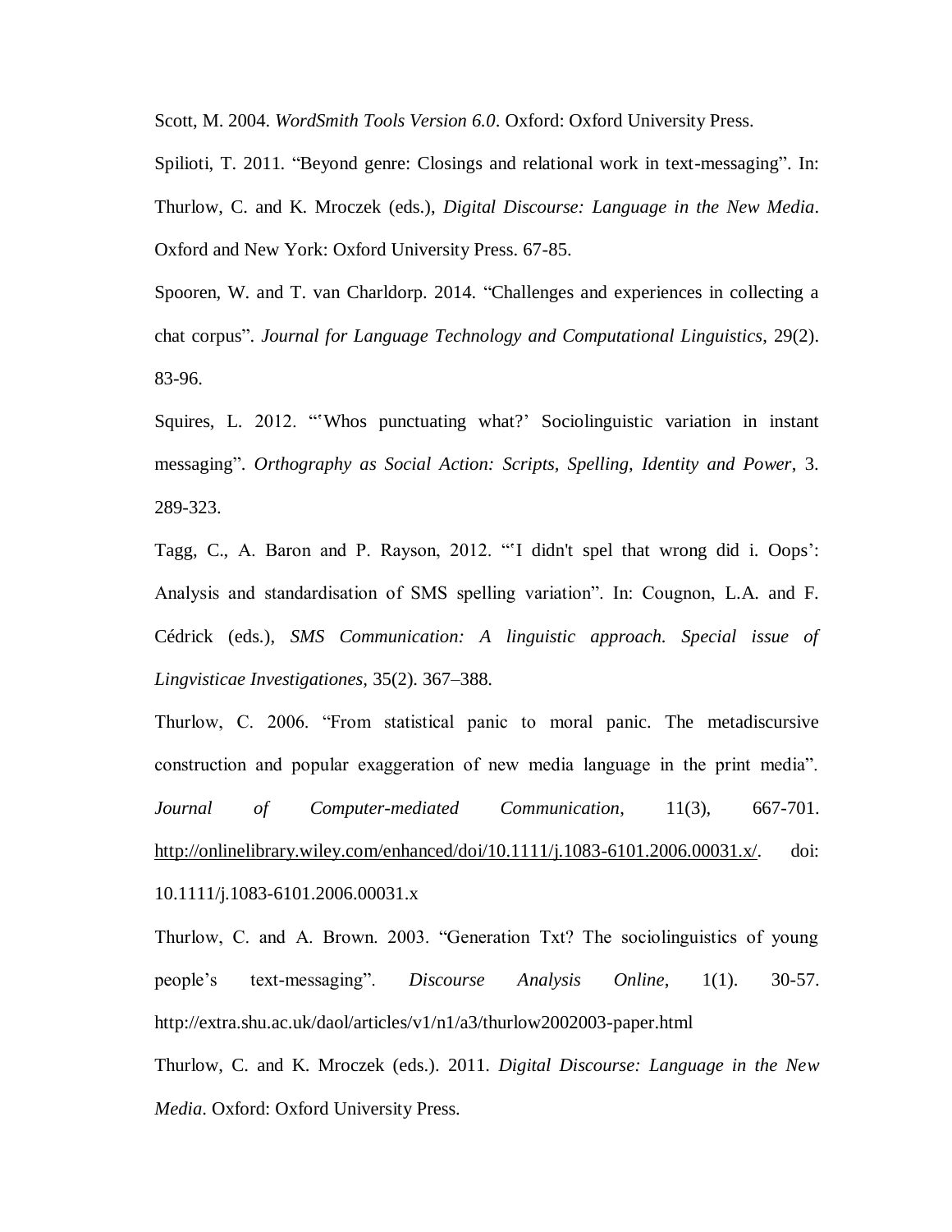Scott, M. 2004. *WordSmith Tools Version 6.0*. Oxford: Oxford University Press.

Spilioti, T. 2011. “Beyond genre: Closings and relational work in text-messaging”. In: Thurlow, C. and K. Mroczek (eds.), *Digital Discourse: Language in the New Media*. Oxford and New York: Oxford University Press. 67-85.

Spooren, W. and T. van Charldorp. 2014. “Challenges and experiences in collecting a chat corpus”. *Journal for Language Technology and Computational Linguistics*, 29(2). 83-96.

Squires, L. 2012. “‘Whos punctuating what?’ Sociolinguistic variation in instant messaging”. *Orthography as Social Action: Scripts, Spelling, Identity and Power*, 3. 289-323.

Tagg, C., A. Baron and P. Rayson, 2012. “‘I didn't spel that wrong did i. Oops’: Analysis and standardisation of SMS spelling variation”. In: Cougnon, L.A. and F. Cédrick (eds.), *SMS Communication: A linguistic approach. Special issue of Lingvisticae Investigationes,* 35(2). 367–388.

Thurlow, C. 2006. “From statistical panic to moral panic. The metadiscursive construction and popular exaggeration of new media language in the print media”. *Journal of Computer-mediated Communication*, 11(3), 667-701. http://onlinelibrary.wiley.com/enhanced/doi/10.1111/j.1083-6101.2006.00031.x/. doi: 10.1111/j.1083-6101.2006.00031.x

Thurlow, C. and A. Brown. 2003. “Generation Txt? The sociolinguistics of young people’s text-messaging”. *Discourse Analysis Online*, 1(1). 30-57. http://extra.shu.ac.uk/daol/articles/v1/n1/a3/thurlow2002003-paper.html

Thurlow, C. and K. Mroczek (eds.). 2011. *Digital Discourse: Language in the New Media*. Oxford: Oxford University Press.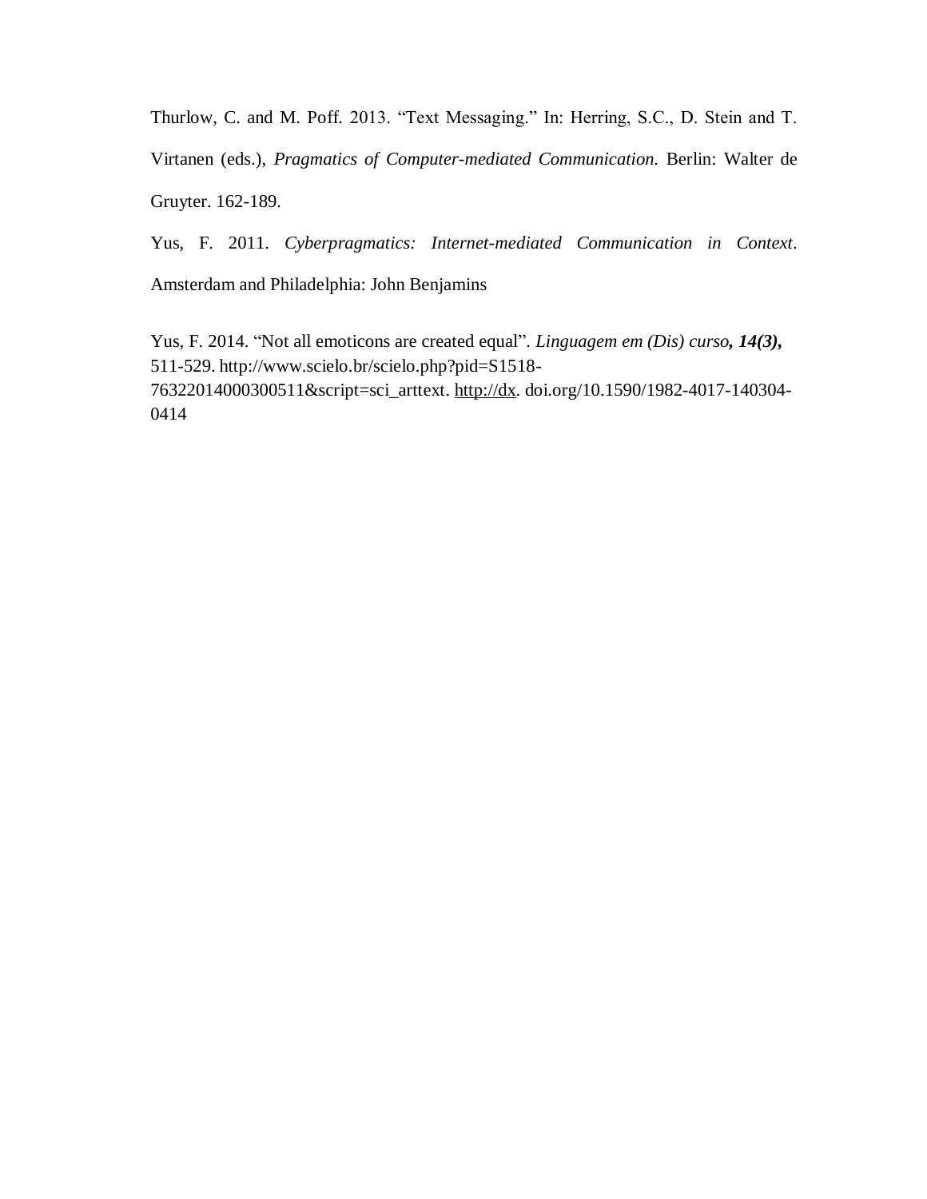Thurlow, C. and M. Poff. 2013. "Text Messaging." In: Herring, S.C., D. Stein and T. Virtanen (eds.), *Pragmatics of Computer-mediated Communication.* Berlin: Walter de Gruyter. 162-189.

Yus, F. 2011. *Cyberpragmatics: Internet-mediated Communication in Context*. Amsterdam and Philadelphia: John Benjamins

Yus, F. 2014. "Not all emoticons are created equal". *Linguagem em (Dis) curso****, 14(3),*** 511-529. http://www.scielo.br/scielo.php?pid=S1518-76322014000300511&script=sci_arttext. http://dx. doi.org/10.1590/1982-4017-140304-0414